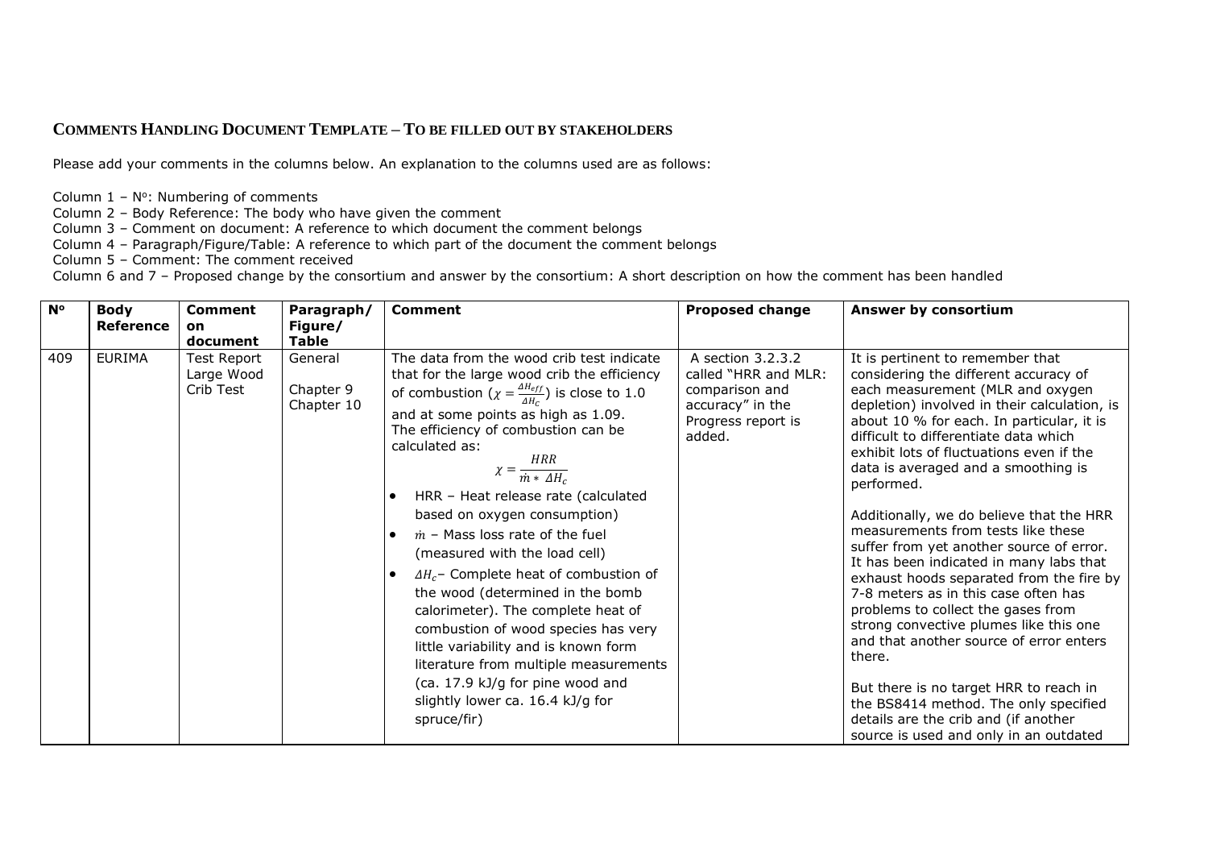**COMMENTS HANDLING DOCUMENT TEMPLATE – TO BE FILLED OUT BY STAKEHOLDERS**

Please add your comments in the columns below. An explanation to the columns used are as follows:

Column 1 – N°: Numbering of comments
Column 2 – Body Reference: The body who have given the comment
Column 3 – Comment on document: A reference to which document the comment belongs
Column 4 – Paragraph/Figure/Table: A reference to which part of the document the comment belongs
Column 5 – Comment: The comment received
Column 6 and 7 – Proposed change by the consortium and answer by the consortium: A short description on how the comment has been handled

| N° | Body Reference | Comment on document | Paragraph/ Figure/ Table | Comment | Proposed change | Answer by consortium |
|---|---|---|---|---|---|---|
| 409 | EURIMA | Test Report Large Wood Crib Test | General<br><br>Chapter 9<br>Chapter 10 | The data from the wood crib test indicate that for the large wood crib the efficiency of combustion ($\chi = \frac{\Delta H_{eff}}{\Delta H_c}$) is close to 1.0 and at some points as high as 1.09.<br>The efficiency of combustion can be calculated as:<br>$$\chi = \frac{HRR}{\dot{m} * \Delta H_c}$$<br>• HRR – Heat release rate (calculated based on oxygen consumption)<br>• $\dot{m}$ – Mass loss rate of the fuel (measured with the load cell)<br>• $\Delta H_c$– Complete heat of combustion of the wood (determined in the bomb calorimeter). The complete heat of combustion of wood species has very little variability and is known form literature from multiple measurements (ca. 17.9 kJ/g for pine wood and slightly lower ca. 16.4 kJ/g for spruce/fir) | A section 3.2.3.2 called "HRR and MLR: comparison and accuracy" in the Progress report is added. | It is pertinent to remember that considering the different accuracy of each measurement (MLR and oxygen depletion) involved in their calculation, is about 10 % for each. In particular, it is difficult to differentiate data which exhibit lots of fluctuations even if the data is averaged and a smoothing is performed.<br><br>Additionally, we do believe that the HRR measurements from tests like these suffer from yet another source of error. It has been indicated in many labs that exhaust hoods separated from the fire by 7-8 meters as in this case often has problems to collect the gases from strong convective plumes like this one and that another source of error enters there.<br><br>But there is no target HRR to reach in the BS8414 method. The only specified details are the crib and (if another source is used and only in an outdated |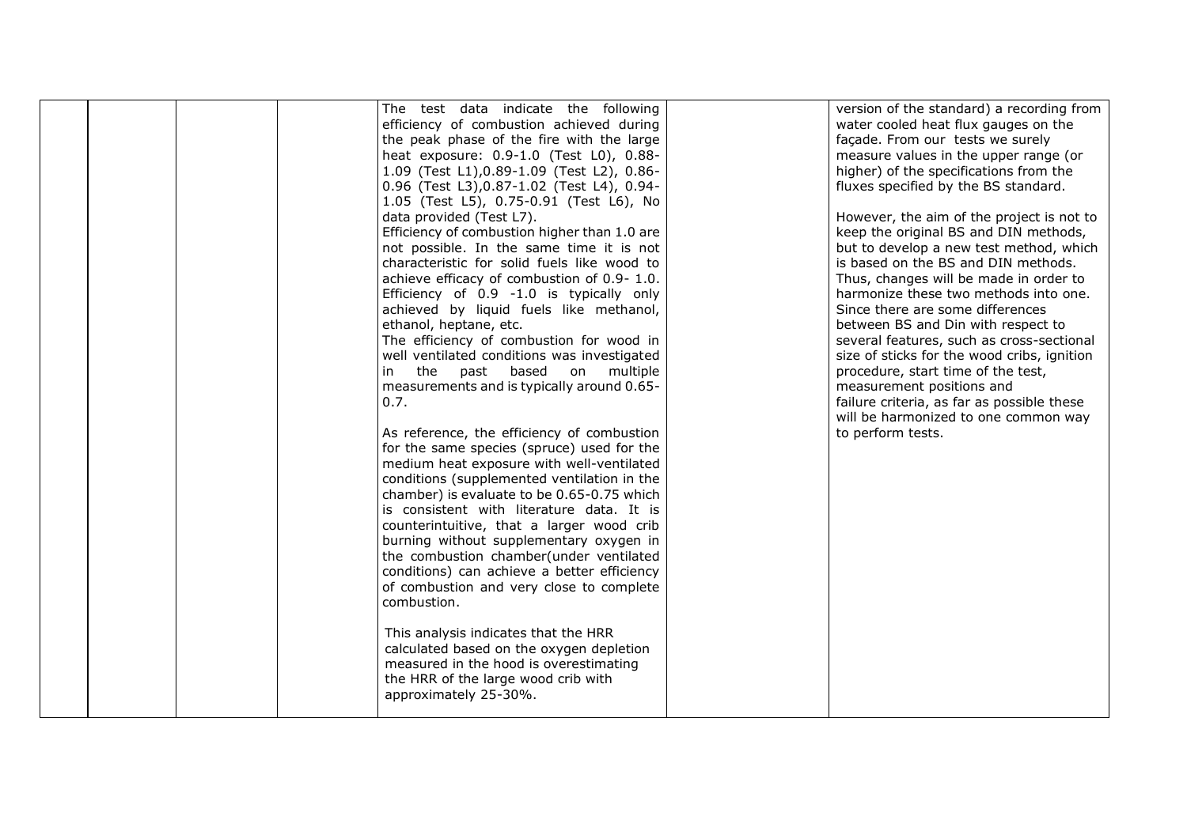| | | | | The test data indicate the following efficiency of combustion achieved during the peak phase of the fire with the large heat exposure: 0.9-1.0 (Test L0), 0.88-1.09 (Test L1),0.89-1.09 (Test L2), 0.86-0.96 (Test L3),0.87-1.02 (Test L4), 0.94-1.05 (Test L5), 0.75-0.91 (Test L6), No data provided (Test L7).<br>Efficiency of combustion higher than 1.0 are not possible. In the same time it is not characteristic for solid fuels like wood to achieve efficacy of combustion of 0.9- 1.0. Efficiency of 0.9 -1.0 is typically only achieved by liquid fuels like methanol, ethanol, heptane, etc.<br>The efficiency of combustion for wood in well ventilated conditions was investigated in the past based on multiple measurements and is typically around 0.65-0.7.<br><br>As reference, the efficiency of combustion for the same species (spruce) used for the medium heat exposure with well-ventilated conditions (supplemented ventilation in the chamber) is evaluate to be 0.65-0.75 which is consistent with literature data. It is counterintuitive, that a larger wood crib burning without supplementary oxygen in the combustion chamber(under ventilated conditions) can achieve a better efficiency of combustion and very close to complete combustion.<br><br>This analysis indicates that the HRR calculated based on the oxygen depletion measured in the hood is overestimating the HRR of the large wood crib with approximately 25-30%. | | version of the standard) a recording from water cooled heat flux gauges on the façade. From our tests we surely measure values in the upper range (or higher) of the specifications from the fluxes specified by the BS standard.<br><br>However, the aim of the project is not to keep the original BS and DIN methods, but to develop a new test method, which is based on the BS and DIN methods. Thus, changes will be made in order to harmonize these two methods into one. Since there are some differences between BS and Din with respect to several features, such as cross-sectional size of sticks for the wood cribs, ignition procedure, start time of the test, measurement positions and failure criteria, as far as possible these will be harmonized to one common way to perform tests. |
|---|---|---|---|---|---|---|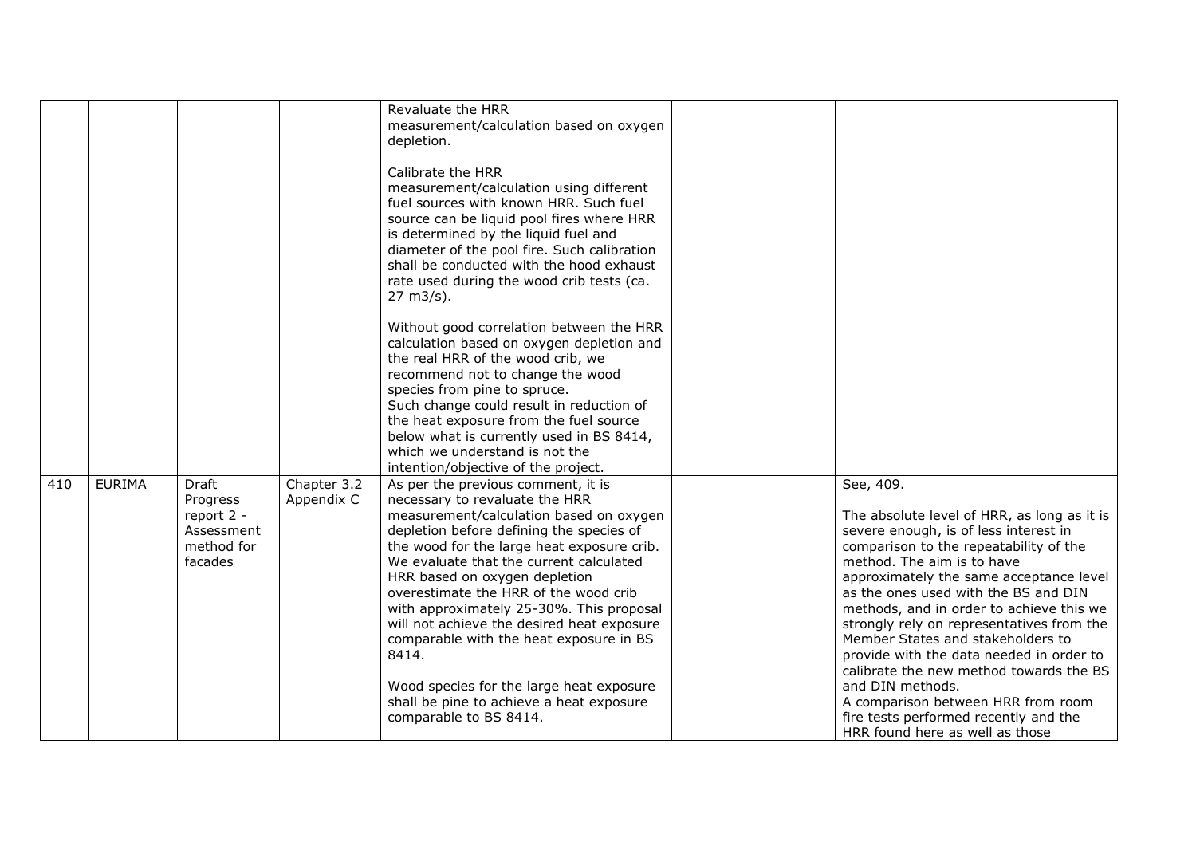| | | | | | | |
|---|---|---|---|---|---|---|
| | | | | Revaluate the HRR measurement/calculation based on oxygen depletion.<br><br>Calibrate the HRR measurement/calculation using different fuel sources with known HRR. Such fuel source can be liquid pool fires where HRR is determined by the liquid fuel and diameter of the pool fire. Such calibration shall be conducted with the hood exhaust rate used during the wood crib tests (ca. 27 m3/s).<br><br>Without good correlation between the HRR calculation based on oxygen depletion and the real HRR of the wood crib, we recommend not to change the wood species from pine to spruce.<br>Such change could result in reduction of the heat exposure from the fuel source below what is currently used in BS 8414, which we understand is not the intention/objective of the project. | | |
| 410 | EURIMA | Draft Progress report 2 - Assessment method for facades | Chapter 3.2 Appendix C | As per the previous comment, it is necessary to revaluate the HRR measurement/calculation based on oxygen depletion before defining the species of the wood for the large heat exposure crib. We evaluate that the current calculated HRR based on oxygen depletion overestimate the HRR of the wood crib with approximately 25-30%. This proposal will not achieve the desired heat exposure comparable with the heat exposure in BS 8414.<br><br>Wood species for the large heat exposure shall be pine to achieve a heat exposure comparable to BS 8414. | | See, 409.<br><br>The absolute level of HRR, as long as it is severe enough, is of less interest in comparison to the repeatability of the method. The aim is to have approximately the same acceptance level as the ones used with the BS and DIN methods, and in order to achieve this we strongly rely on representatives from the Member States and stakeholders to provide with the data needed in order to calibrate the new method towards the BS and DIN methods.<br>A comparison between HRR from room fire tests performed recently and the HRR found here as well as those |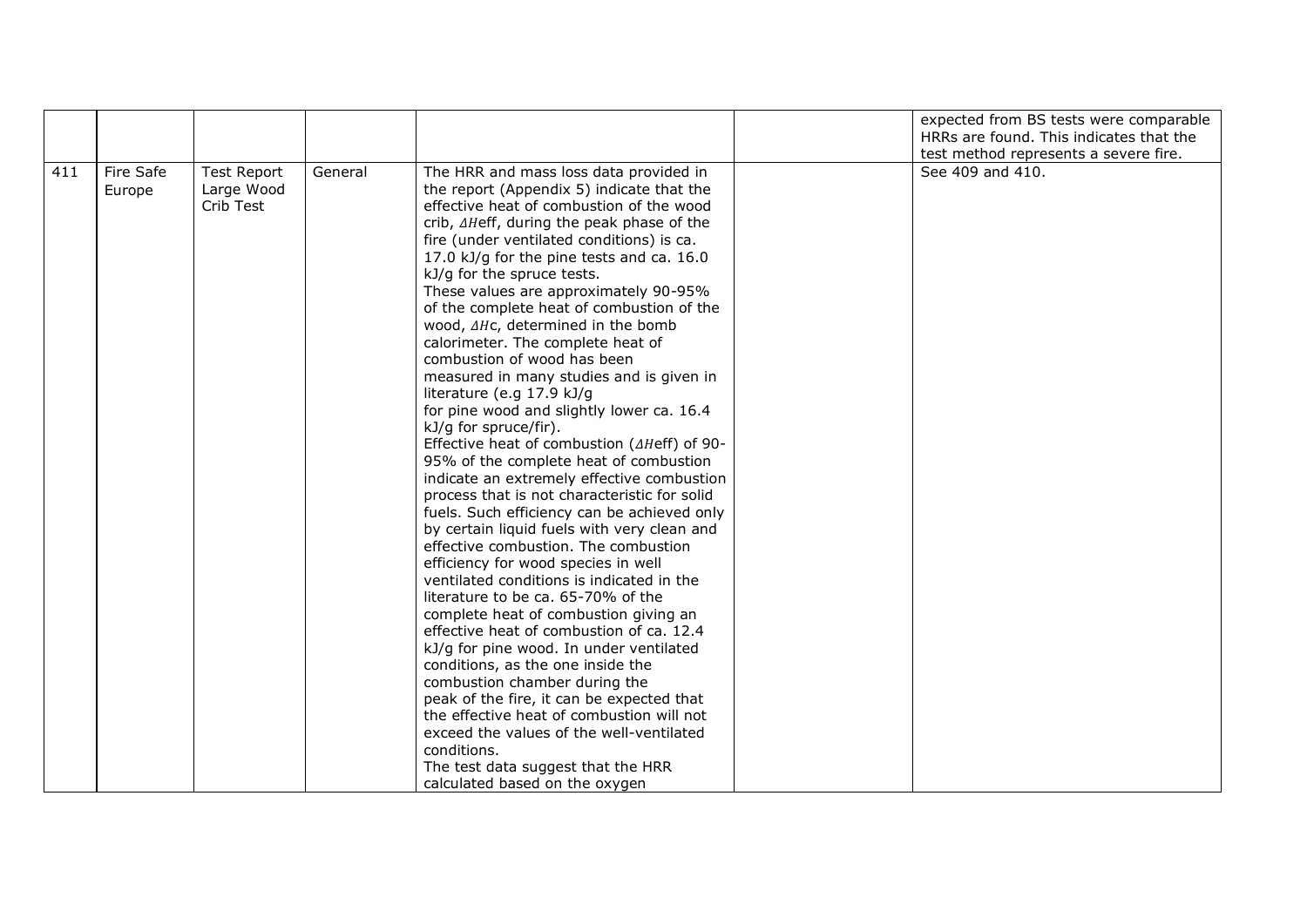|  |  |  |  |  |  |  |
|---|---|---|---|---|---|---|
|  |  |  |  |  |  | expected from BS tests were comparable HRRs are found. This indicates that the test method represents a severe fire. |
| 411 | Fire Safe Europe | Test Report Large Wood Crib Test | General | The HRR and mass loss data provided in the report (Appendix 5) indicate that the effective heat of combustion of the wood crib, $\Delta H$eff, during the peak phase of the fire (under ventilated conditions) is ca. 17.0 kJ/g for the pine tests and ca. 16.0 kJ/g for the spruce tests.<br>These values are approximately 90-95% of the complete heat of combustion of the wood, $\Delta H$c, determined in the bomb calorimeter. The complete heat of combustion of wood has been measured in many studies and is given in literature (e.g 17.9 kJ/g for pine wood and slightly lower ca. 16.4 kJ/g for spruce/fir).<br>Effective heat of combustion ($\Delta H$eff) of 90-95% of the complete heat of combustion indicate an extremely effective combustion process that is not characteristic for solid fuels. Such efficiency can be achieved only by certain liquid fuels with very clean and effective combustion. The combustion efficiency for wood species in well ventilated conditions is indicated in the literature to be ca. 65-70% of the complete heat of combustion giving an effective heat of combustion of ca. 12.4 kJ/g for pine wood. In under ventilated conditions, as the one inside the combustion chamber during the peak of the fire, it can be expected that the effective heat of combustion will not exceed the values of the well-ventilated conditions.<br>The test data suggest that the HRR calculated based on the oxygen |  | See 409 and 410. |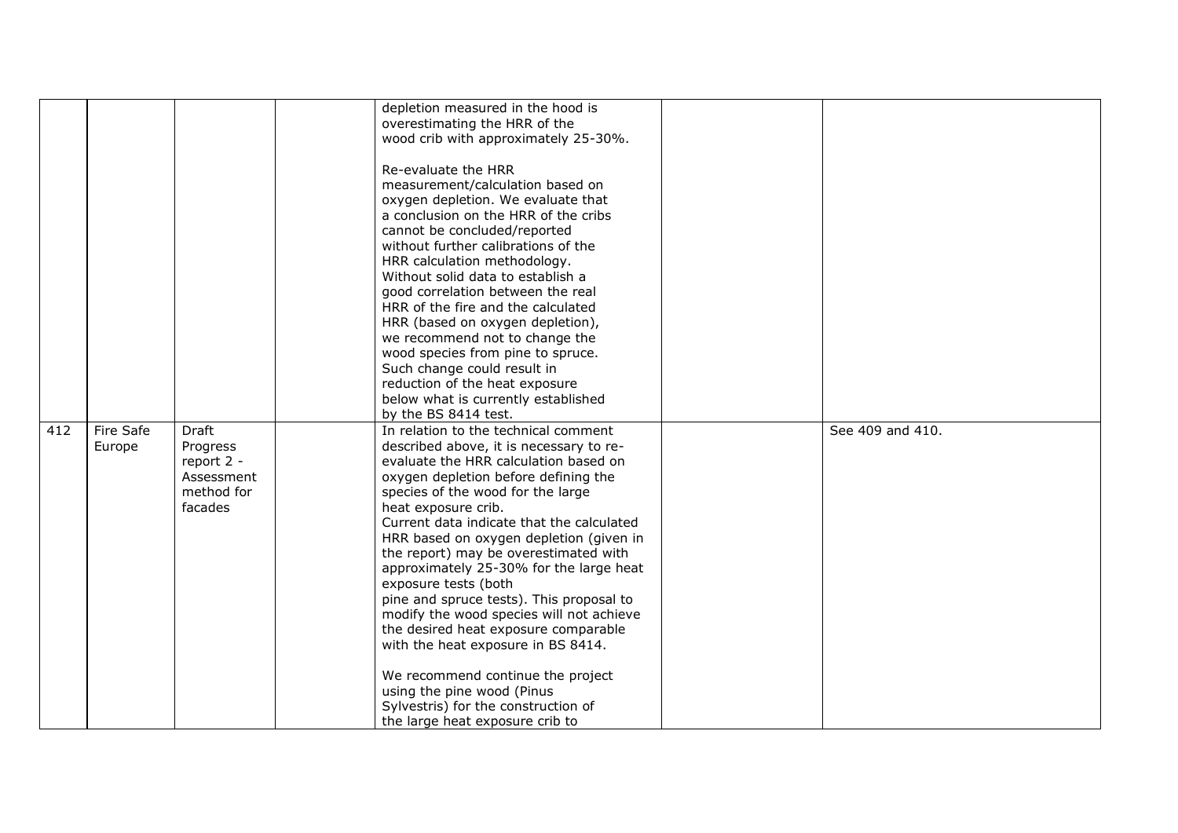|  |  |  |  | depletion measured in the hood is overestimating the HRR of the wood crib with approximately 25-30%.<br><br>Re-evaluate the HRR measurement/calculation based on oxygen depletion. We evaluate that a conclusion on the HRR of the cribs cannot be concluded/reported without further calibrations of the HRR calculation methodology. Without solid data to establish a good correlation between the real HRR of the fire and the calculated HRR (based on oxygen depletion), we recommend not to change the wood species from pine to spruce. Such change could result in reduction of the heat exposure below what is currently established by the BS 8414 test. |  |  |
|---|---|---|---|---|---|---|
| 412 | Fire Safe Europe | Draft Progress report 2 - Assessment method for facades |  | In relation to the technical comment described above, it is necessary to re-evaluate the HRR calculation based on oxygen depletion before defining the species of the wood for the large heat exposure crib.<br>Current data indicate that the calculated HRR based on oxygen depletion (given in the report) may be overestimated with approximately 25-30% for the large heat exposure tests (both pine and spruce tests). This proposal to modify the wood species will not achieve the desired heat exposure comparable with the heat exposure in BS 8414.<br><br>We recommend continue the project using the pine wood (Pinus Sylvestris) for the construction of the large heat exposure crib to |  | See 409 and 410. |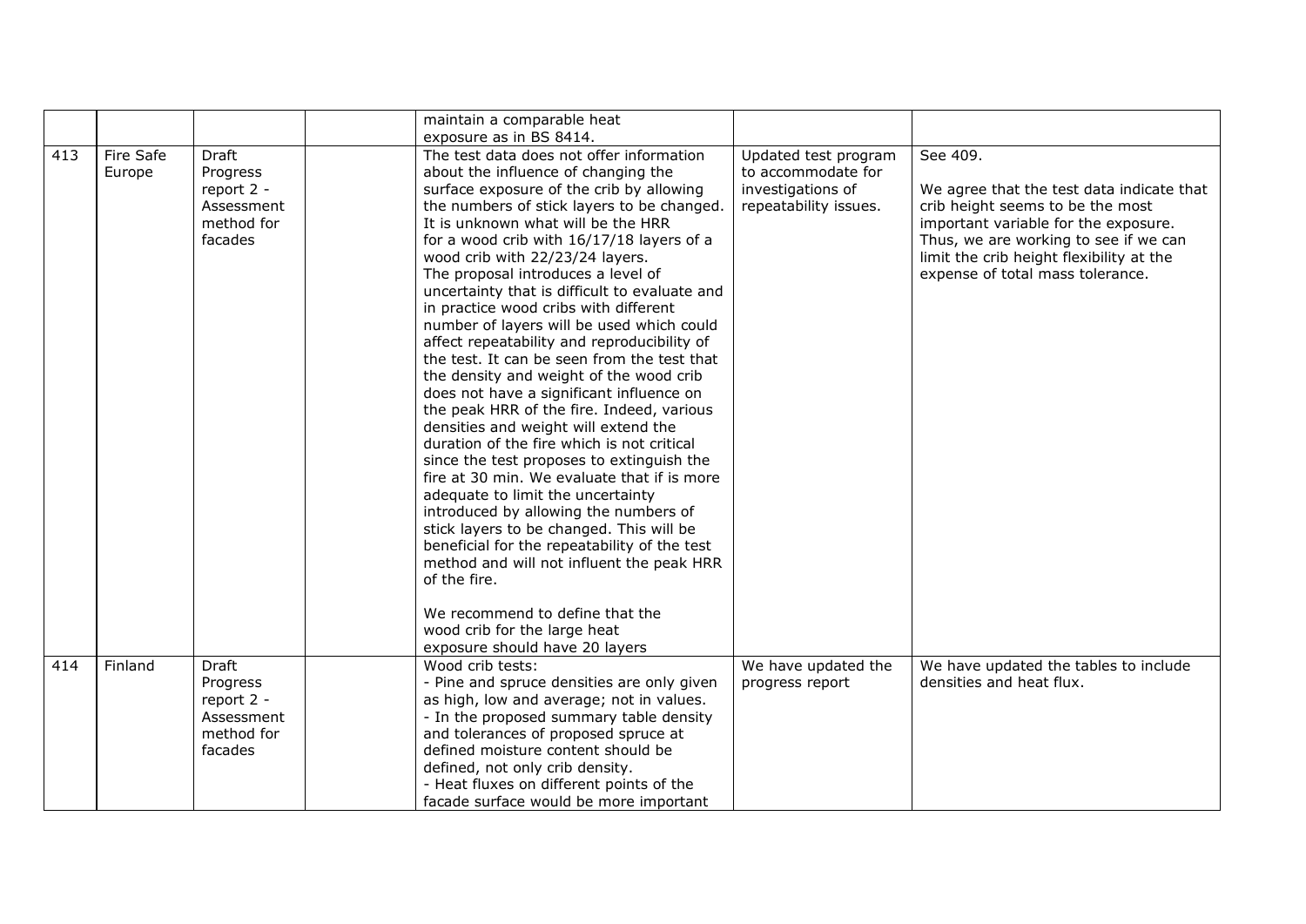| | | | | | | |
|---|---|---|---|---|---|---|
| | | | | maintain a comparable heat exposure as in BS 8414. | | |
| 413 | Fire Safe Europe | Draft Progress report 2 - Assessment method for facades | | The test data does not offer information about the influence of changing the surface exposure of the crib by allowing the numbers of stick layers to be changed. It is unknown what will be the HRR for a wood crib with 16/17/18 layers of a wood crib with 22/23/24 layers. The proposal introduces a level of uncertainty that is difficult to evaluate and in practice wood cribs with different number of layers will be used which could affect repeatability and reproducibility of the test. It can be seen from the test that the density and weight of the wood crib does not have a significant influence on the peak HRR of the fire. Indeed, various densities and weight will extend the duration of the fire which is not critical since the test proposes to extinguish the fire at 30 min. We evaluate that if is more adequate to limit the uncertainty introduced by allowing the numbers of stick layers to be changed. This will be beneficial for the repeatability of the test method and will not influent the peak HRR of the fire.<br><br>We recommend to define that the wood crib for the large heat exposure should have 20 layers | Updated test program to accommodate for investigations of repeatability issues. | See 409.<br><br>We agree that the test data indicate that crib height seems to be the most important variable for the exposure. Thus, we are working to see if we can limit the crib height flexibility at the expense of total mass tolerance. |
| 414 | Finland | Draft Progress report 2 - Assessment method for facades | | Wood crib tests:<br>- Pine and spruce densities are only given as high, low and average; not in values.<br>- In the proposed summary table density and tolerances of proposed spruce at defined moisture content should be defined, not only crib density.<br>- Heat fluxes on different points of the facade surface would be more important | We have updated the progress report | We have updated the tables to include densities and heat flux. |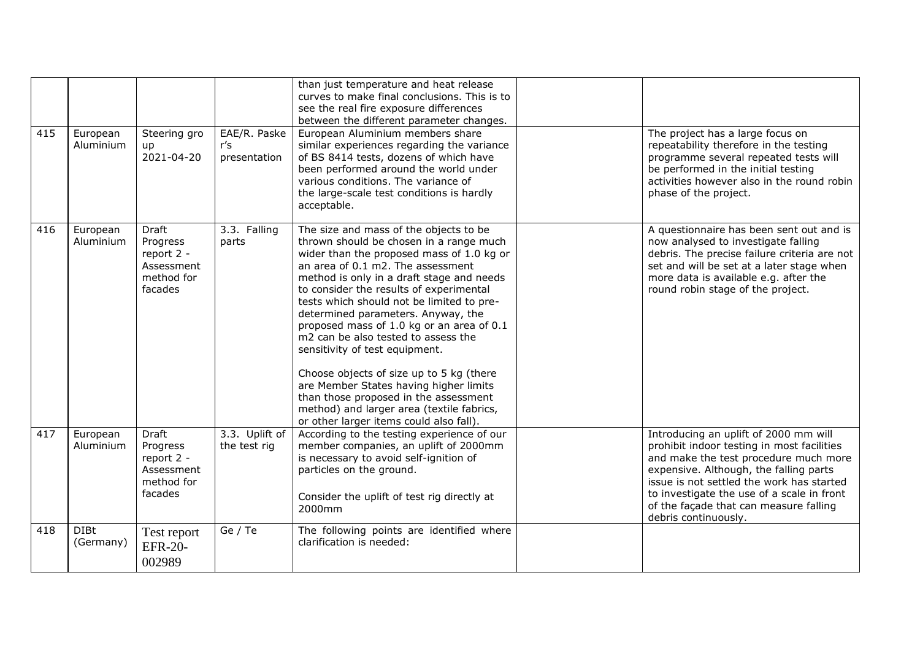| | | | | | | |
|---|---|---|---|---|---|---|
| | | | | than just temperature and heat release curves to make final conclusions. This is to see the real fire exposure differences between the different parameter changes. | | |
| 415 | European Aluminium | Steering group 2021-04-20 | EAE/R. Paske r's presentation | European Aluminium members share similar experiences regarding the variance of BS 8414 tests, dozens of which have been performed around the world under various conditions. The variance of the large-scale test conditions is hardly acceptable. | | The project has a large focus on repeatability therefore in the testing programme several repeated tests will be performed in the initial testing activities however also in the round robin phase of the project. |
| 416 | European Aluminium | Draft Progress report 2 - Assessment method for facades | 3.3. Falling parts | The size and mass of the objects to be thrown should be chosen in a range much wider than the proposed mass of 1.0 kg or an area of 0.1 m2. The assessment method is only in a draft stage and needs to consider the results of experimental tests which should not be limited to pre-determined parameters. Anyway, the proposed mass of 1.0 kg or an area of 0.1 m2 can be also tested to assess the sensitivity of test equipment.<br><br>Choose objects of size up to 5 kg (there are Member States having higher limits than those proposed in the assessment method) and larger area (textile fabrics, or other larger items could also fall). | | A questionnaire has been sent out and is now analysed to investigate falling debris. The precise failure criteria are not set and will be set at a later stage when more data is available e.g. after the round robin stage of the project. |
| 417 | European Aluminium | Draft Progress report 2 - Assessment method for facades | 3.3. Uplift of the test rig | According to the testing experience of our member companies, an uplift of 2000mm is necessary to avoid self-ignition of particles on the ground.<br><br>Consider the uplift of test rig directly at 2000mm | | Introducing an uplift of 2000 mm will prohibit indoor testing in most facilities and make the test procedure much more expensive. Although, the falling parts issue is not settled the work has started to investigate the use of a scale in front of the façade that can measure falling debris continuously. |
| 418 | DIBt (Germany) | Test report EFR-20-002989 | Ge / Te | The following points are identified where clarification is needed: | | |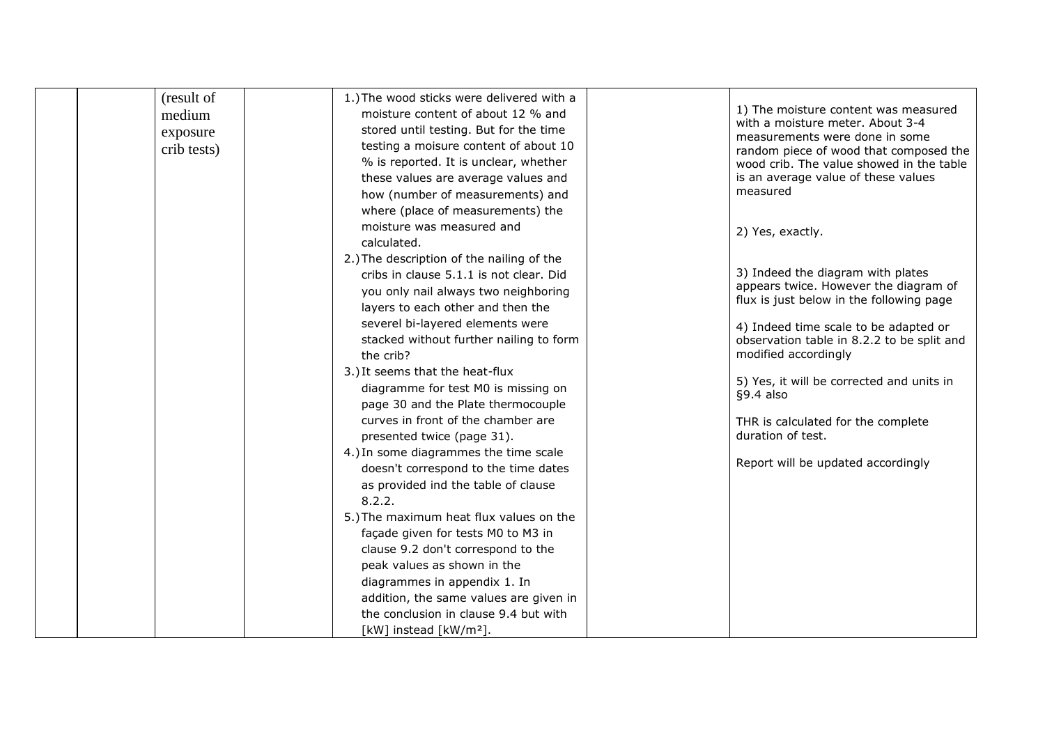| | | (result of medium exposure crib tests) | | 1.) The wood sticks were delivered with a moisture content of about 12 % and stored until testing. But for the time testing a moisure content of about 10 % is reported. It is unclear, whether these values are average values and how (number of measurements) and where (place of measurements) the moisture was measured and calculated.<br>2.) The description of the nailing of the cribs in clause 5.1.1 is not clear. Did you only nail always two neighboring layers to each other and then the severel bi-layered elements were stacked without further nailing to form the crib?<br>3.) It seems that the heat-flux diagramme for test M0 is missing on page 30 and the Plate thermocouple curves in front of the chamber are presented twice (page 31).<br>4.) In some diagrammes the time scale doesn't correspond to the time dates as provided ind the table of clause 8.2.2.<br>5.) The maximum heat flux values on the façade given for tests M0 to M3 in clause 9.2 don't correspond to the peak values as shown in the diagrammes in appendix 1. In addition, the same values are given in the conclusion in clause 9.4 but with [kW] instead [kW/m²]. | | 1) The moisture content was measured with a moisture meter. About 3-4 measurements were done in some random piece of wood that composed the wood crib. The value showed in the table is an average value of these values measured<br><br>2) Yes, exactly.<br><br>3) Indeed the diagram with plates appears twice. However the diagram of flux is just below in the following page<br><br>4) Indeed time scale to be adapted or observation table in 8.2.2 to be split and modified accordingly<br><br>5) Yes, it will be corrected and units in §9.4 also<br><br>THR is calculated for the complete duration of test.<br><br>Report will be updated accordingly |
|---|---|---|---|---|---|---|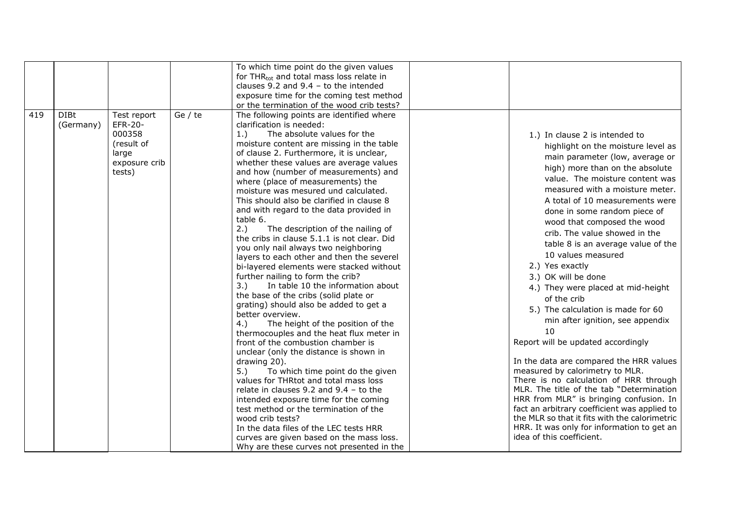| | | | | To which time point do the given values for $THR_{tot}$ and total mass loss relate in clauses 9.2 and 9.4 – to the intended exposure time for the coming test method or the termination of the wood crib tests? | | |
|---|---|---|---|---|---|---|
| 419 | DIBt (Germany) | Test report EFR-20-000358 (result of large exposure crib tests) | Ge / te | The following points are identified where clarification is needed:<br>1.) The absolute values for the moisture content are missing in the table of clause 2. Furthermore, it is unclear, whether these values are average values and how (number of measurements) and where (place of measurements) the moisture was mesured und calculated. This should also be clarified in clause 8 and with regard to the data provided in table 6.<br>2.) The description of the nailing of the cribs in clause 5.1.1 is not clear. Did you only nail always two neighboring layers to each other and then the severel bi-layered elements were stacked without further nailing to form the crib?<br>3.) In table 10 the information about the base of the cribs (solid plate or grating) should also be added to get a better overview.<br>4.) The height of the position of the thermocouples and the heat flux meter in front of the combustion chamber is unclear (only the distance is shown in drawing 20).<br>5.) To which time point do the given values for THRtot and total mass loss relate in clauses 9.2 and 9.4 – to the intended exposure time for the coming test method or the termination of the wood crib tests?<br>In the data files of the LEC tests HRR curves are given based on the mass loss. Why are these curves not presented in the | | 1.) In clause 2 is intended to highlight on the moisture level as main parameter (low, average or high) more than on the absolute value. The moisture content was measured with a moisture meter. A total of 10 measurements were done in some random piece of wood that composed the wood crib. The value showed in the table 8 is an average value of the 10 values measured<br>2.) Yes exactly<br>3.) OK will be done<br>4.) They were placed at mid-height of the crib<br>5.) The calculation is made for 60 min after ignition, see appendix 10<br>Report will be updated accordingly<br><br>In the data are compared the HRR values measured by calorimetry to MLR. There is no calculation of HRR through MLR. The title of the tab "Determination HRR from MLR" is bringing confusion. In fact an arbitrary coefficient was applied to the MLR so that it fits with the calorimetric HRR. It was only for information to get an idea of this coefficient. |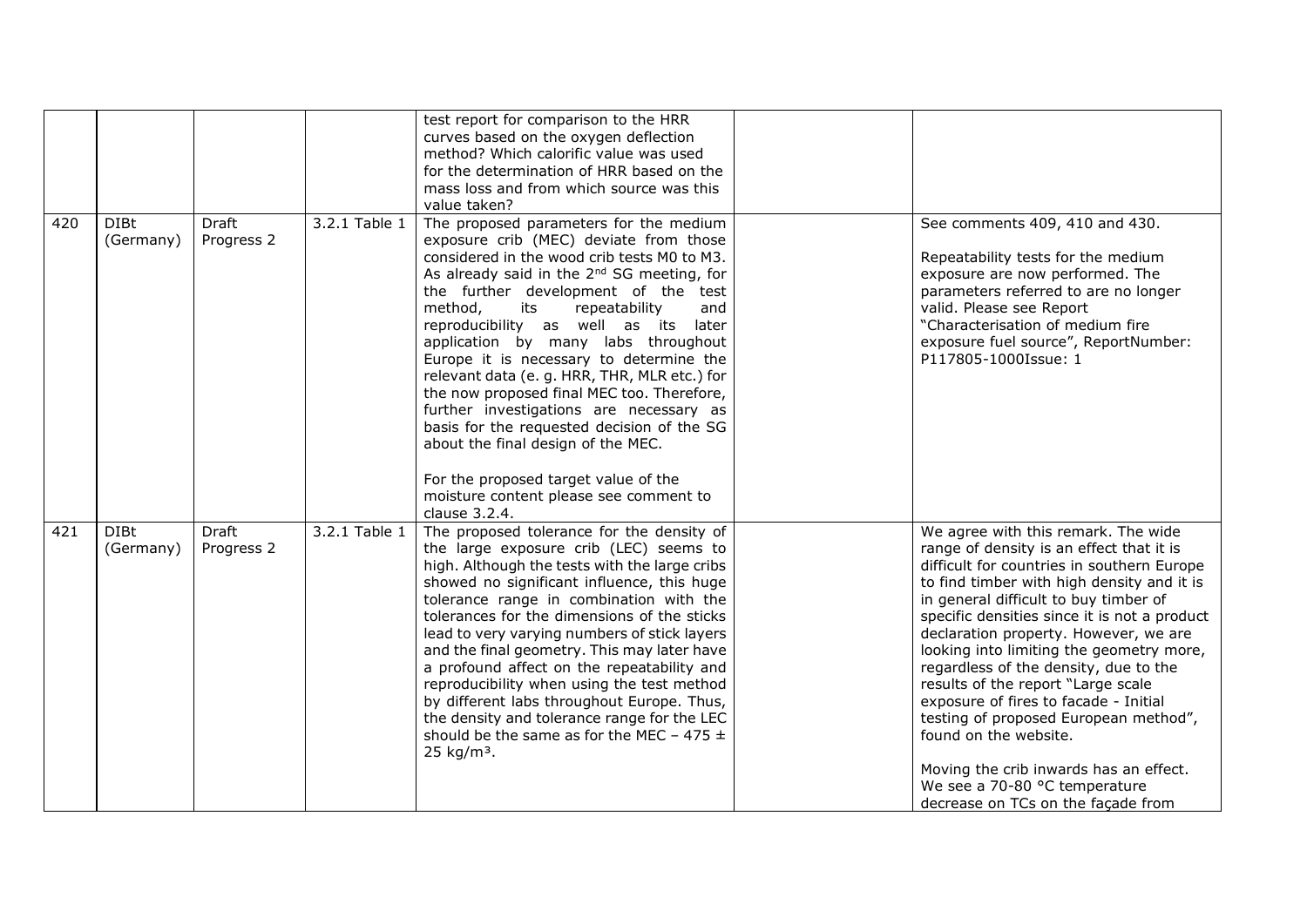| | | | | | | |
|---|---|---|---|---|---|---|
| | | | | test report for comparison to the HRR curves based on the oxygen deflection method? Which calorific value was used for the determination of HRR based on the mass loss and from which source was this value taken? | | |
| 420 | DIBt (Germany) | Draft Progress 2 | 3.2.1 Table 1 | The proposed parameters for the medium exposure crib (MEC) deviate from those considered in the wood crib tests M0 to M3. As already said in the 2nd SG meeting, for the further development of the test method, its repeatability and reproducibility as well as its later application by many labs throughout Europe it is necessary to determine the relevant data (e. g. HRR, THR, MLR etc.) for the now proposed final MEC too. Therefore, further investigations are necessary as basis for the requested decision of the SG about the final design of the MEC.<br><br>For the proposed target value of the moisture content please see comment to clause 3.2.4. | | See comments 409, 410 and 430.<br><br>Repeatability tests for the medium exposure are now performed. The parameters referred to are no longer valid. Please see Report "Characterisation of medium fire exposure fuel source", ReportNumber: P117805-1000Issue: 1 |
| 421 | DIBt (Germany) | Draft Progress 2 | 3.2.1 Table 1 | The proposed tolerance for the density of the large exposure crib (LEC) seems to high. Although the tests with the large cribs showed no significant influence, this huge tolerance range in combination with the tolerances for the dimensions of the sticks lead to very varying numbers of stick layers and the final geometry. This may later have a profound affect on the repeatability and reproducibility when using the test method by different labs throughout Europe. Thus, the density and tolerance range for the LEC should be the same as for the MEC – 475 ± 25 kg/m³. | | We agree with this remark. The wide range of density is an effect that it is difficult for countries in southern Europe to find timber with high density and it is in general difficult to buy timber of specific densities since it is not a product declaration property. However, we are looking into limiting the geometry more, regardless of the density, due to the results of the report "Large scale exposure of fires to facade - Initial testing of proposed European method", found on the website.<br><br>Moving the crib inwards has an effect. We see a 70-80 °C temperature decrease on TCs on the façade from |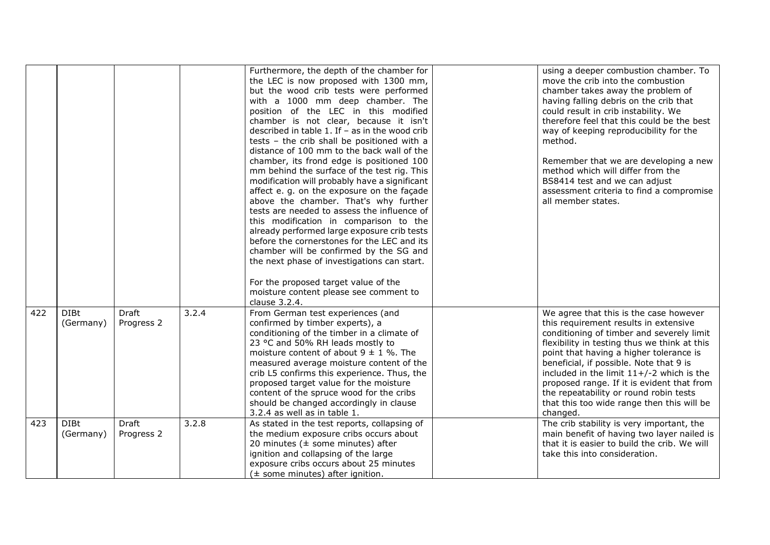|  |  |  |  |  |  |  |
|---|---|---|---|---|---|---|
|  |  |  |  | Furthermore, the depth of the chamber for the LEC is now proposed with 1300 mm, but the wood crib tests were performed with a 1000 mm deep chamber. The position of the LEC in this modified chamber is not clear, because it isn't described in table 1. If – as in the wood crib tests – the crib shall be positioned with a distance of 100 mm to the back wall of the chamber, its frond edge is positioned 100 mm behind the surface of the test rig. This modification will probably have a significant affect e. g. on the exposure on the façade above the chamber. That's why further tests are needed to assess the influence of this modification in comparison to the already performed large exposure crib tests before the cornerstones for the LEC and its chamber will be confirmed by the SG and the next phase of investigations can start.<br><br>For the proposed target value of the moisture content please see comment to clause 3.2.4. |  | using a deeper combustion chamber. To move the crib into the combustion chamber takes away the problem of having falling debris on the crib that could result in crib instability. We therefore feel that this could be the best way of keeping reproducibility for the method.<br><br>Remember that we are developing a new method which will differ from the BS8414 test and we can adjust assessment criteria to find a compromise all member states. |
| 422 | DIBt (Germany) | Draft Progress 2 | 3.2.4 | From German test experiences (and confirmed by timber experts), a conditioning of the timber in a climate of 23 °C and 50% RH leads mostly to moisture content of about 9 ± 1 %. The measured average moisture content of the crib L5 confirms this experience. Thus, the proposed target value for the moisture content of the spruce wood for the cribs should be changed accordingly in clause 3.2.4 as well as in table 1. |  | We agree that this is the case however this requirement results in extensive conditioning of timber and severely limit flexibility in testing thus we think at this point that having a higher tolerance is beneficial, if possible. Note that 9 is included in the limit 11+/-2 which is the proposed range. If it is evident that from the repeatability or round robin tests that this too wide range then this will be changed. |
| 423 | DIBt (Germany) | Draft Progress 2 | 3.2.8 | As stated in the test reports, collapsing of the medium exposure cribs occurs about 20 minutes (± some minutes) after ignition and collapsing of the large exposure cribs occurs about 25 minutes (± some minutes) after ignition. |  | The crib stability is very important, the main benefit of having two layer nailed is that it is easier to build the crib. We will take this into consideration. |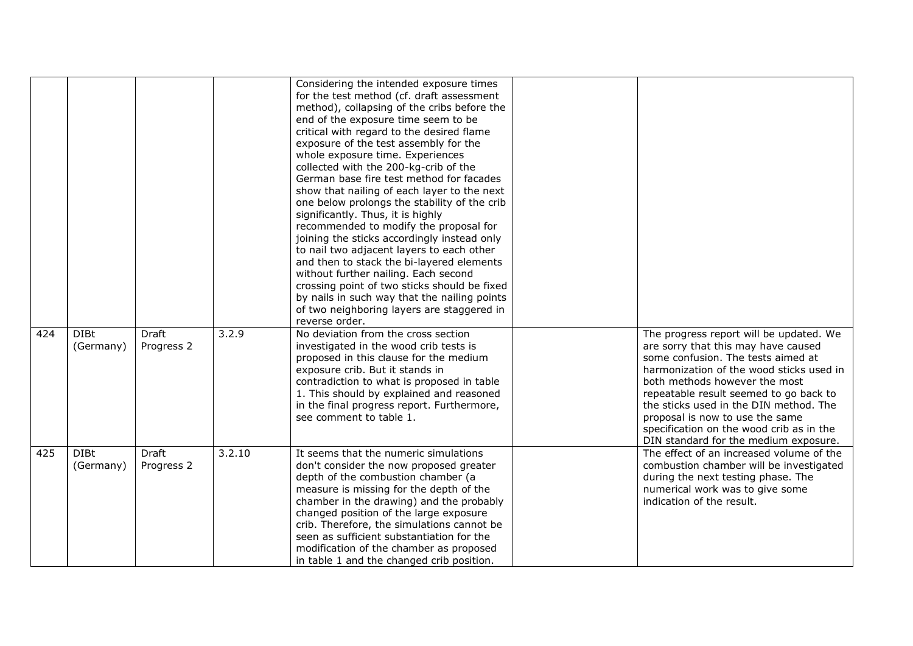| | | | | | | |
|---|---|---|---|---|---|---|
| | | | | Considering the intended exposure times for the test method (cf. draft assessment method), collapsing of the cribs before the end of the exposure time seem to be critical with regard to the desired flame exposure of the test assembly for the whole exposure time. Experiences collected with the 200-kg-crib of the German base fire test method for facades show that nailing of each layer to the next one below prolongs the stability of the crib significantly. Thus, it is highly recommended to modify the proposal for joining the sticks accordingly instead only to nail two adjacent layers to each other and then to stack the bi-layered elements without further nailing. Each second crossing point of two sticks should be fixed by nails in such way that the nailing points of two neighboring layers are staggered in reverse order. | | |
| 424 | DIBt (Germany) | Draft Progress 2 | 3.2.9 | No deviation from the cross section investigated in the wood crib tests is proposed in this clause for the medium exposure crib. But it stands in contradiction to what is proposed in table 1. This should by explained and reasoned in the final progress report. Furthermore, see comment to table 1. | | The progress report will be updated. We are sorry that this may have caused some confusion. The tests aimed at harmonization of the wood sticks used in both methods however the most repeatable result seemed to go back to the sticks used in the DIN method. The proposal is now to use the same specification on the wood crib as in the DIN standard for the medium exposure. |
| 425 | DIBt (Germany) | Draft Progress 2 | 3.2.10 | It seems that the numeric simulations don't consider the now proposed greater depth of the combustion chamber (a measure is missing for the depth of the chamber in the drawing) and the probably changed position of the large exposure crib. Therefore, the simulations cannot be seen as sufficient substantiation for the modification of the chamber as proposed in table 1 and the changed crib position. | | The effect of an increased volume of the combustion chamber will be investigated during the next testing phase. The numerical work was to give some indication of the result. |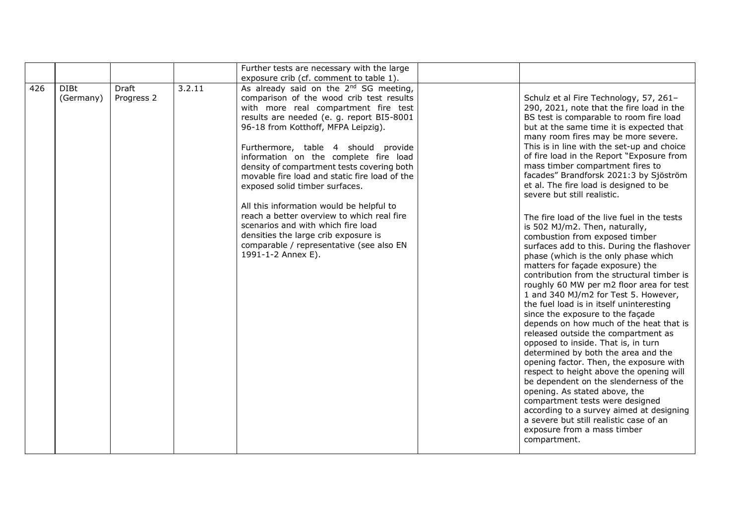|  |  |  |  |  |  |  |
|---|---|---|---|---|---|---|
|  |  |  |  | Further tests are necessary with the large exposure crib (cf. comment to table 1). |  |  |
| 426 | DIBt (Germany) | Draft Progress 2 | 3.2.11 | As already said on the 2nd SG meeting, comparison of the wood crib test results with more real compartment fire test results are needed (e. g. report BI5-8001 96-18 from Kotthoff, MFPA Leipzig).<br><br>Furthermore, table 4 should provide information on the complete fire load density of compartment tests covering both movable fire load and static fire load of the exposed solid timber surfaces.<br><br>All this information would be helpful to reach a better overview to which real fire scenarios and with which fire load densities the large crib exposure is comparable / representative (see also EN 1991-1-2 Annex E). |  | Schulz et al Fire Technology, 57, 261–290, 2021, note that the fire load in the BS test is comparable to room fire load but at the same time it is expected that many room fires may be more severe. This is in line with the set-up and choice of fire load in the Report "Exposure from mass timber compartment fires to facades" Brandforsk 2021:3 by Sjöström et al. The fire load is designed to be severe but still realistic.<br><br>The fire load of the live fuel in the tests is 502 MJ/m2. Then, naturally, combustion from exposed timber surfaces add to this. During the flashover phase (which is the only phase which matters for façade exposure) the contribution from the structural timber is roughly 60 MW per m2 floor area for test 1 and 340 MJ/m2 for Test 5. However, the fuel load is in itself uninteresting since the exposure to the façade depends on how much of the heat that is released outside the compartment as opposed to inside. That is, in turn determined by both the area and the opening factor. Then, the exposure with respect to height above the opening will be dependent on the slenderness of the opening. As stated above, the compartment tests were designed according to a survey aimed at designing a severe but still realistic case of an exposure from a mass timber compartment. |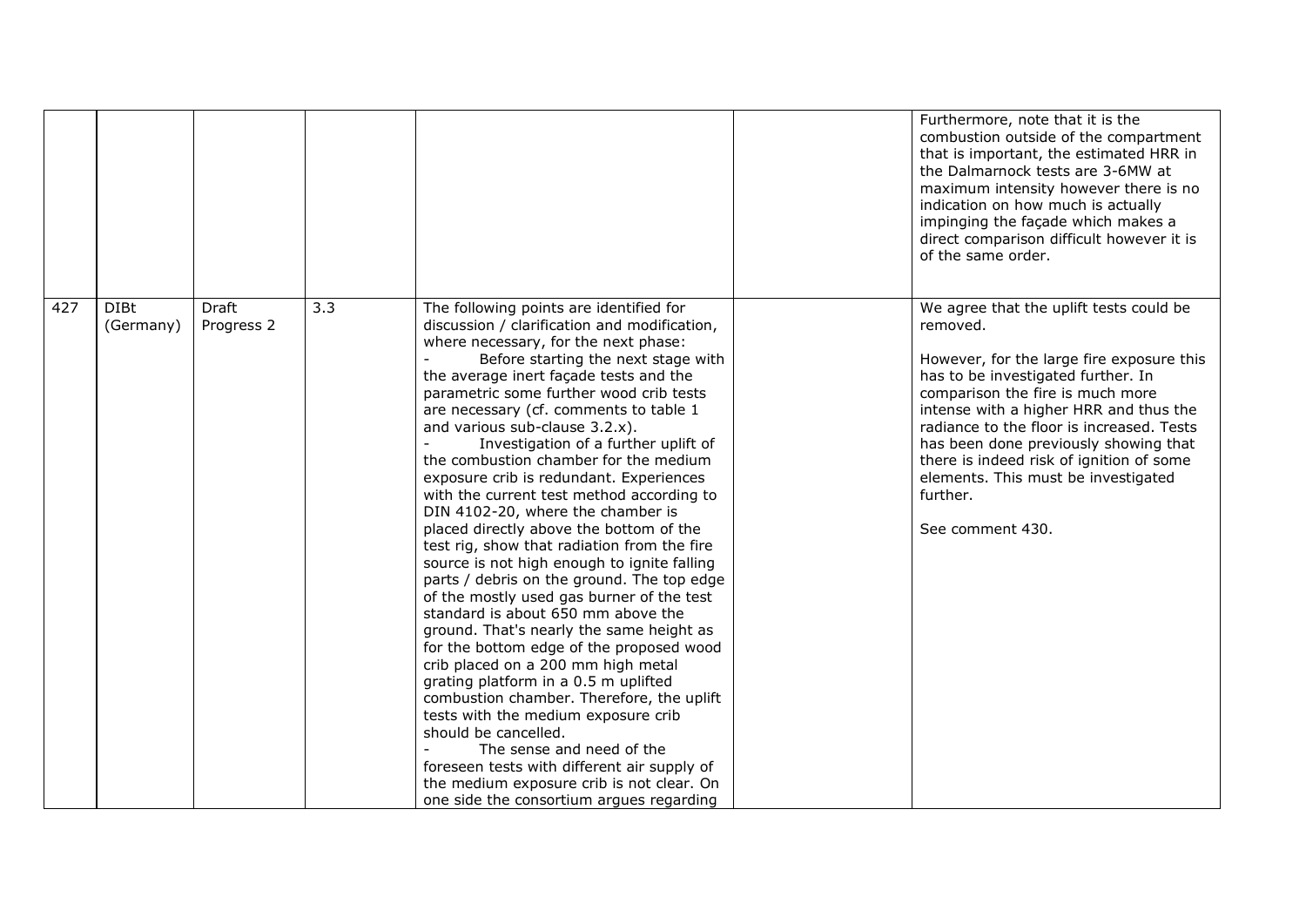| | | | | | | |
|---|---|---|---|---|---|---|
| | | | | | | Furthermore, note that it is the combustion outside of the compartment that is important, the estimated HRR in the Dalmarnock tests are 3-6MW at maximum intensity however there is no indication on how much is actually impinging the façade which makes a direct comparison difficult however it is of the same order. |
| 427 | DIBt (Germany) | Draft Progress 2 | 3.3 | The following points are identified for discussion / clarification and modification, where necessary, for the next phase:<br>- Before starting the next stage with the average inert façade tests and the parametric some further wood crib tests are necessary (cf. comments to table 1 and various sub-clause 3.2.x).<br>- Investigation of a further uplift of the combustion chamber for the medium exposure crib is redundant. Experiences with the current test method according to DIN 4102-20, where the chamber is placed directly above the bottom of the test rig, show that radiation from the fire source is not high enough to ignite falling parts / debris on the ground. The top edge of the mostly used gas burner of the test standard is about 650 mm above the ground. That's nearly the same height as for the bottom edge of the proposed wood crib placed on a 200 mm high metal grating platform in a 0.5 m uplifted combustion chamber. Therefore, the uplift tests with the medium exposure crib should be cancelled.<br>- The sense and need of the foreseen tests with different air supply of the medium exposure crib is not clear. On one side the consortium argues regarding | | We agree that the uplift tests could be removed.<br><br>However, for the large fire exposure this has to be investigated further. In comparison the fire is much more intense with a higher HRR and thus the radiance to the floor is increased. Tests has been done previously showing that there is indeed risk of ignition of some elements. This must be investigated further.<br><br>See comment 430. |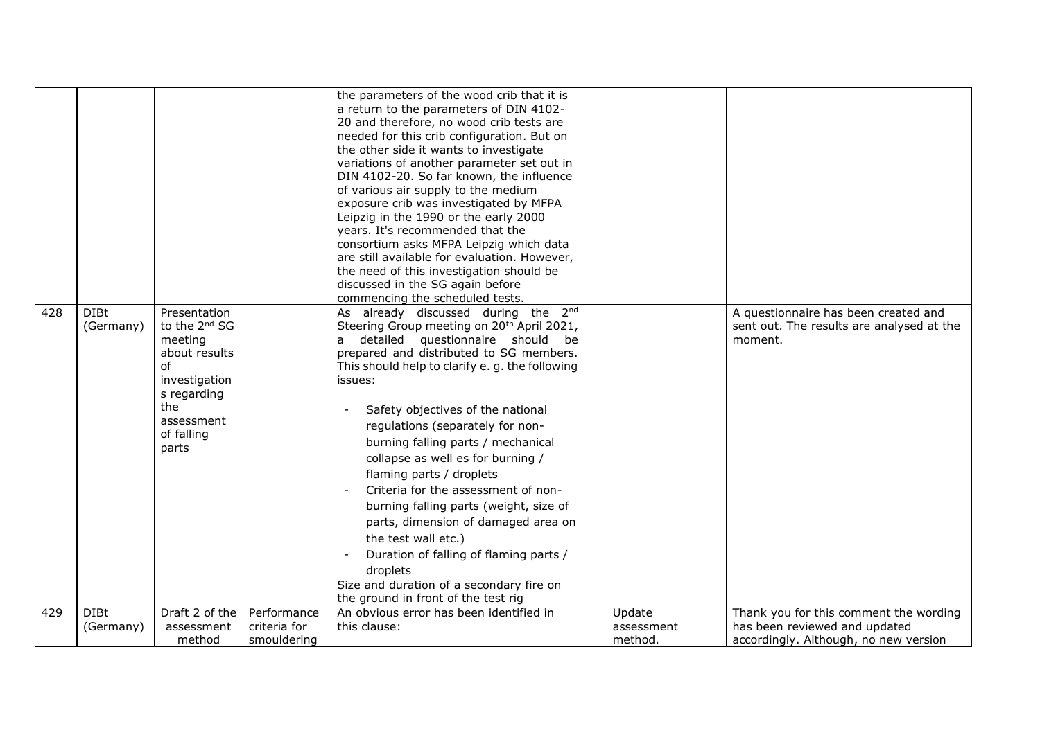| | | | | | | |
|---|---|---|---|---|---|---|
| | | | | the parameters of the wood crib that it is a return to the parameters of DIN 4102-20 and therefore, no wood crib tests are needed for this crib configuration. But on the other side it wants to investigate variations of another parameter set out in DIN 4102-20. So far known, the influence of various air supply to the medium exposure crib was investigated by MFPA Leipzig in the 1990 or the early 2000 years. It's recommended that the consortium asks MFPA Leipzig which data are still available for evaluation. However, the need of this investigation should be discussed in the SG again before commencing the scheduled tests. | | |
| 428 | DIBt (Germany) | Presentation to the 2nd SG meeting about results of investigation s regarding the assessment of falling parts | | As already discussed during the 2nd Steering Group meeting on 20th April 2021, a detailed questionnaire should be prepared and distributed to SG members. This should help to clarify e. g. the following issues:<br><br>- Safety objectives of the national regulations (separately for non-burning falling parts / mechanical collapse as well es for burning / flaming parts / droplets<br>- Criteria for the assessment of non-burning falling parts (weight, size of parts, dimension of damaged area on the test wall etc.)<br>- Duration of falling of flaming parts / droplets<br><br>Size and duration of a secondary fire on the ground in front of the test rig | | A questionnaire has been created and sent out. The results are analysed at the moment. |
| 429 | DIBt (Germany) | Draft 2 of the assessment method | Performance criteria for smouldering | An obvious error has been identified in this clause: | Update assessment method. | Thank you for this comment the wording has been reviewed and updated accordingly. Although, no new version |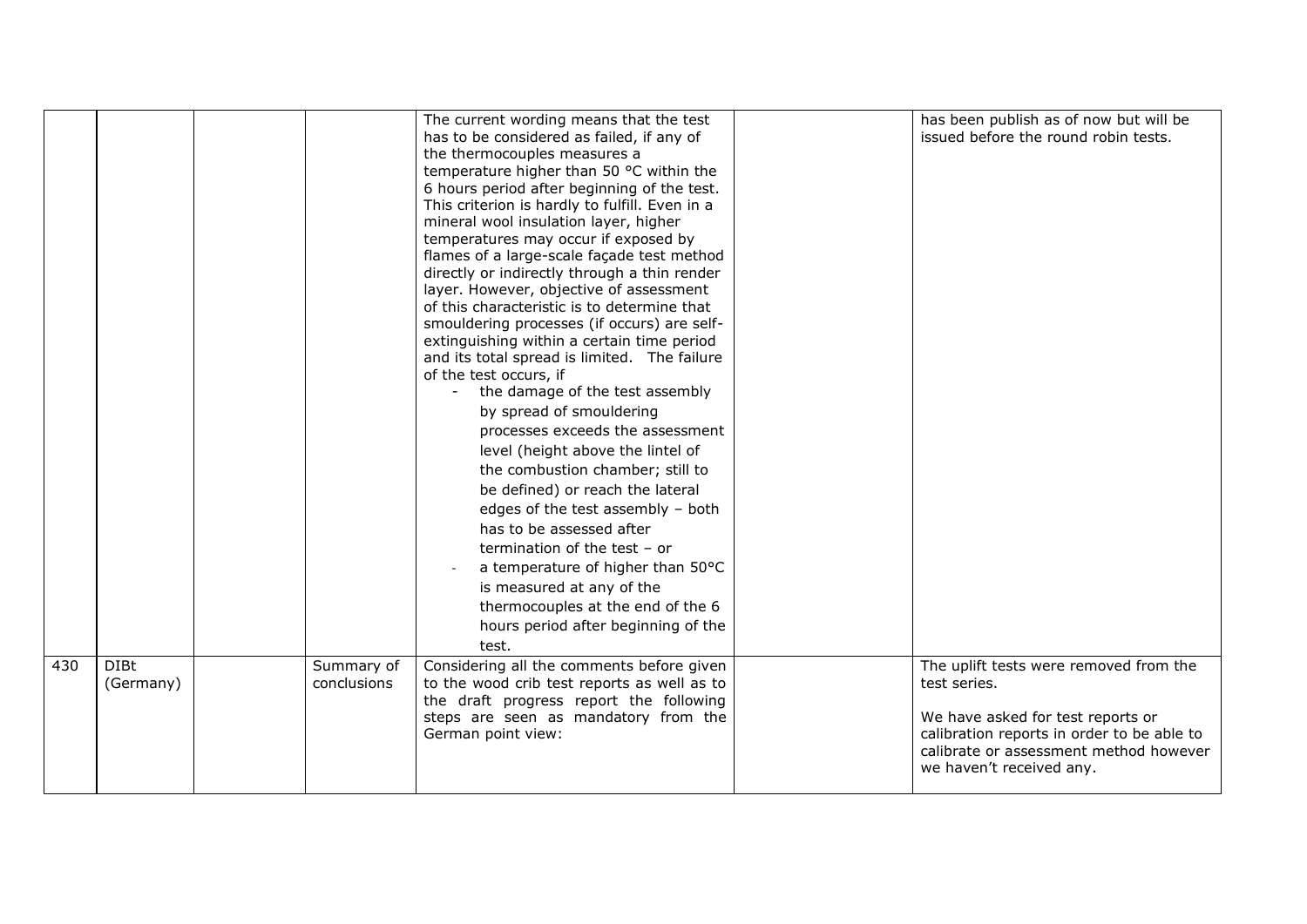|  |  |  |  |  |  |  |
|---|---|---|---|---|---|---|
|  |  |  |  | The current wording means that the test has to be considered as failed, if any of the thermocouples measures a temperature higher than 50 °C within the 6 hours period after beginning of the test. This criterion is hardly to fulfill. Even in a mineral wool insulation layer, higher temperatures may occur if exposed by flames of a large-scale façade test method directly or indirectly through a thin render layer. However, objective of assessment of this characteristic is to determine that smouldering processes (if occurs) are self-extinguishing within a certain time period and its total spread is limited. The failure of the test occurs, if<br>- the damage of the test assembly by spread of smouldering processes exceeds the assessment level (height above the lintel of the combustion chamber; still to be defined) or reach the lateral edges of the test assembly – both has to be assessed after termination of the test – or<br>- a temperature of higher than 50°C is measured at any of the thermocouples at the end of the 6 hours period after beginning of the test. |  | has been publish as of now but will be issued before the round robin tests. |
| 430 | DIBt (Germany) |  | Summary of conclusions | Considering all the comments before given to the wood crib test reports as well as to the draft progress report the following steps are seen as mandatory from the German point view: |  | The uplift tests were removed from the test series.<br><br>We have asked for test reports or calibration reports in order to be able to calibrate or assessment method however we haven't received any. |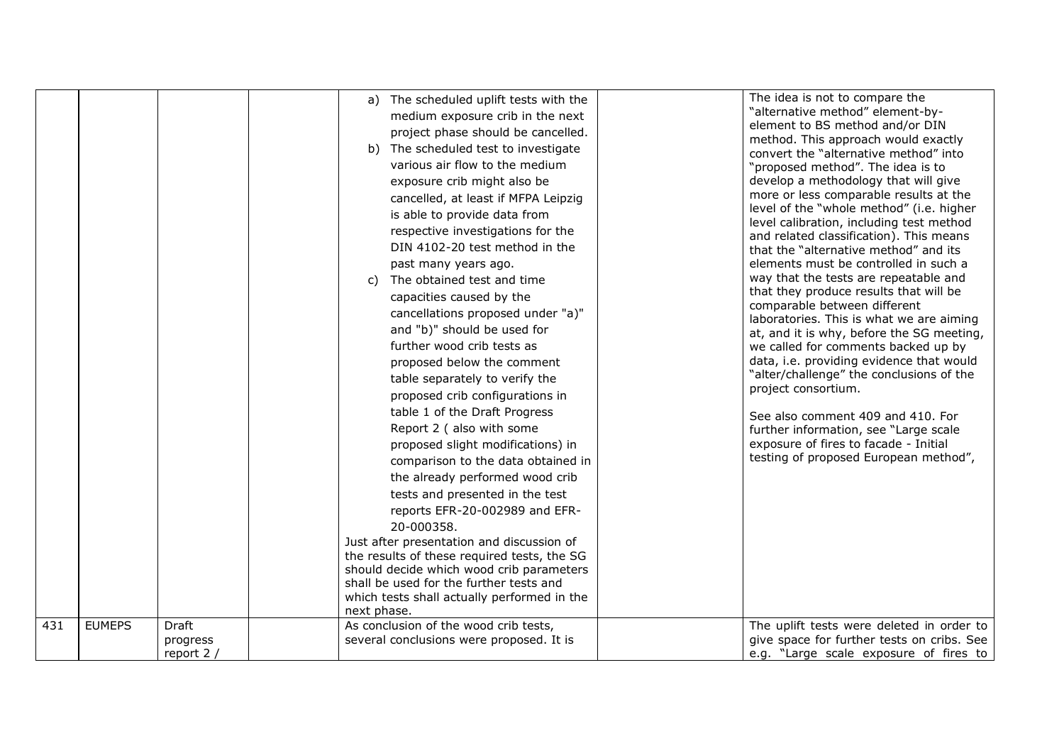| | | | | a) The scheduled uplift tests with the medium exposure crib in the next project phase should be cancelled.<br>b) The scheduled test to investigate various air flow to the medium exposure crib might also be cancelled, at least if MFPA Leipzig is able to provide data from respective investigations for the DIN 4102-20 test method in the past many years ago.<br>c) The obtained test and time capacities caused by the cancellations proposed under "a)" and "b)" should be used for further wood crib tests as proposed below the comment table separately to verify the proposed crib configurations in table 1 of the Draft Progress Report 2 ( also with some proposed slight modifications) in comparison to the data obtained in the already performed wood crib tests and presented in the test reports EFR-20-002989 and EFR-20-000358.<br>Just after presentation and discussion of the results of these required tests, the SG should decide which wood crib parameters shall be used for the further tests and which tests shall actually performed in the next phase. | | The idea is not to compare the "alternative method" element-by-element to BS method and/or DIN method. This approach would exactly convert the "alternative method" into "proposed method". The idea is to develop a methodology that will give more or less comparable results at the level of the "whole method" (i.e. higher level calibration, including test method and related classification). This means that the "alternative method" and its elements must be controlled in such a way that the tests are repeatable and that they produce results that will be comparable between different laboratories. This is what we are aiming at, and it is why, before the SG meeting, we called for comments backed up by data, i.e. providing evidence that would "alter/challenge" the conclusions of the project consortium.<br><br>See also comment 409 and 410. For further information, see "Large scale exposure of fires to facade - Initial testing of proposed European method", |
|---|---|---|---|---|---|---|
| 431 | EUMEPS | Draft progress report 2 / | | As conclusion of the wood crib tests, several conclusions were proposed. It is | | The uplift tests were deleted in order to give space for further tests on cribs. See e.g. "Large scale exposure of fires to |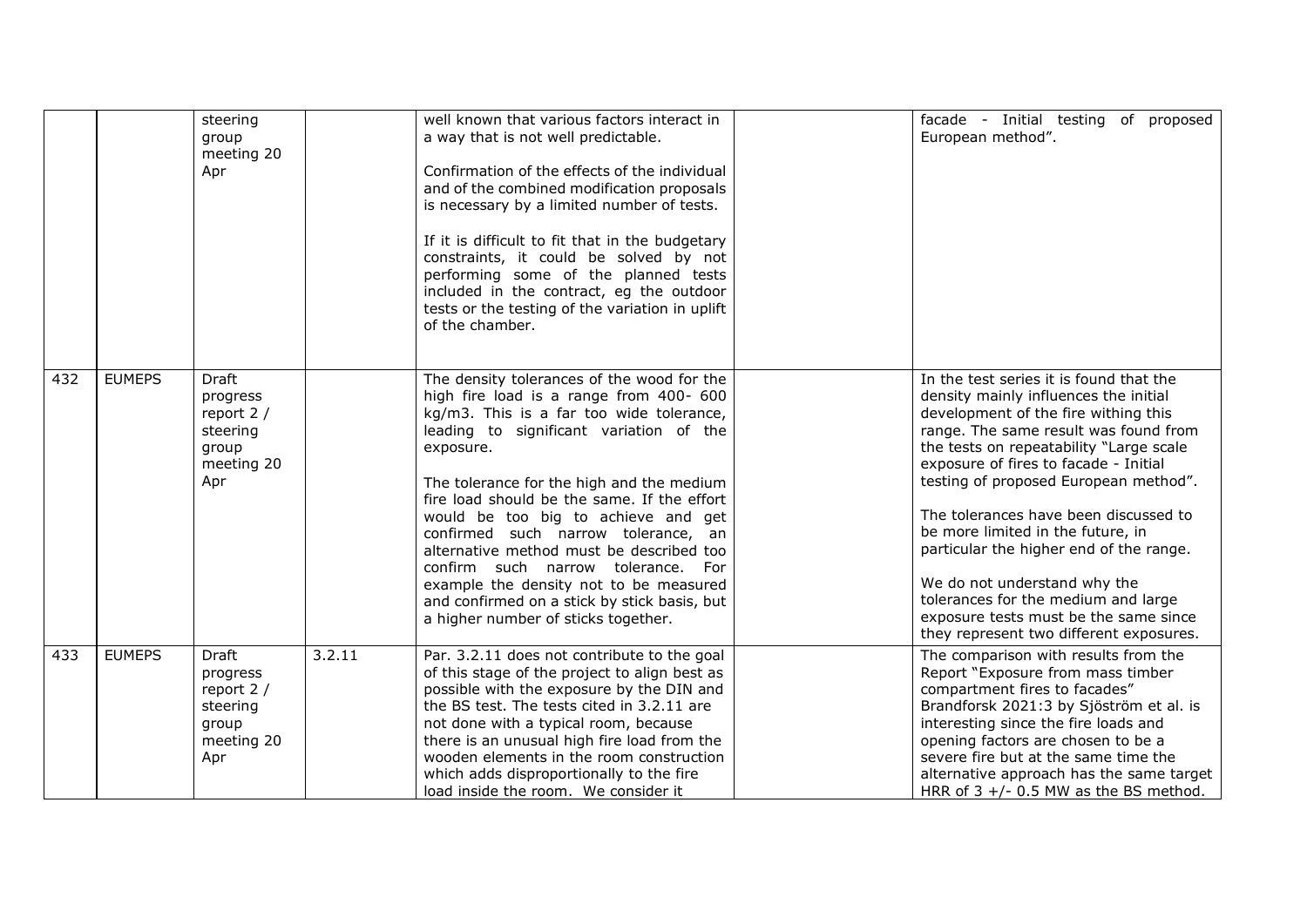|  |  | steering group meeting 20 Apr |  | well known that various factors interact in a way that is not well predictable.<br><br>Confirmation of the effects of the individual and of the combined modification proposals is necessary by a limited number of tests.<br><br>If it is difficult to fit that in the budgetary constraints, it could be solved by not performing some of the planned tests included in the contract, eg the outdoor tests or the testing of the variation in uplift of the chamber. |  | facade - Initial testing of proposed European method". |
|---|---|---|---|---|---|---|
| 432 | EUMEPS | Draft progress report 2 / steering group meeting 20 Apr |  | The density tolerances of the wood for the high fire load is a range from 400- 600 kg/m3. This is a far too wide tolerance, leading to significant variation of the exposure.<br><br>The tolerance for the high and the medium fire load should be the same. If the effort would be too big to achieve and get confirmed such narrow tolerance, an alternative method must be described too confirm such narrow tolerance. For example the density not to be measured and confirmed on a stick by stick basis, but a higher number of sticks together. |  | In the test series it is found that the density mainly influences the initial development of the fire withing this range. The same result was found from the tests on repeatability "Large scale exposure of fires to facade - Initial testing of proposed European method".<br><br>The tolerances have been discussed to be more limited in the future, in particular the higher end of the range.<br><br>We do not understand why the tolerances for the medium and large exposure tests must be the same since they represent two different exposures. |
| 433 | EUMEPS | Draft progress report 2 / steering group meeting 20 Apr | 3.2.11 | Par. 3.2.11 does not contribute to the goal of this stage of the project to align best as possible with the exposure by the DIN and the BS test. The tests cited in 3.2.11 are not done with a typical room, because there is an unusual high fire load from the wooden elements in the room construction which adds disproportionally to the fire load inside the room. We consider it |  | The comparison with results from the Report "Exposure from mass timber compartment fires to facades" Brandforsk 2021:3 by Sjöström et al. is interesting since the fire loads and opening factors are chosen to be a severe fire but at the same time the alternative approach has the same target HRR of 3 +/- 0.5 MW as the BS method. |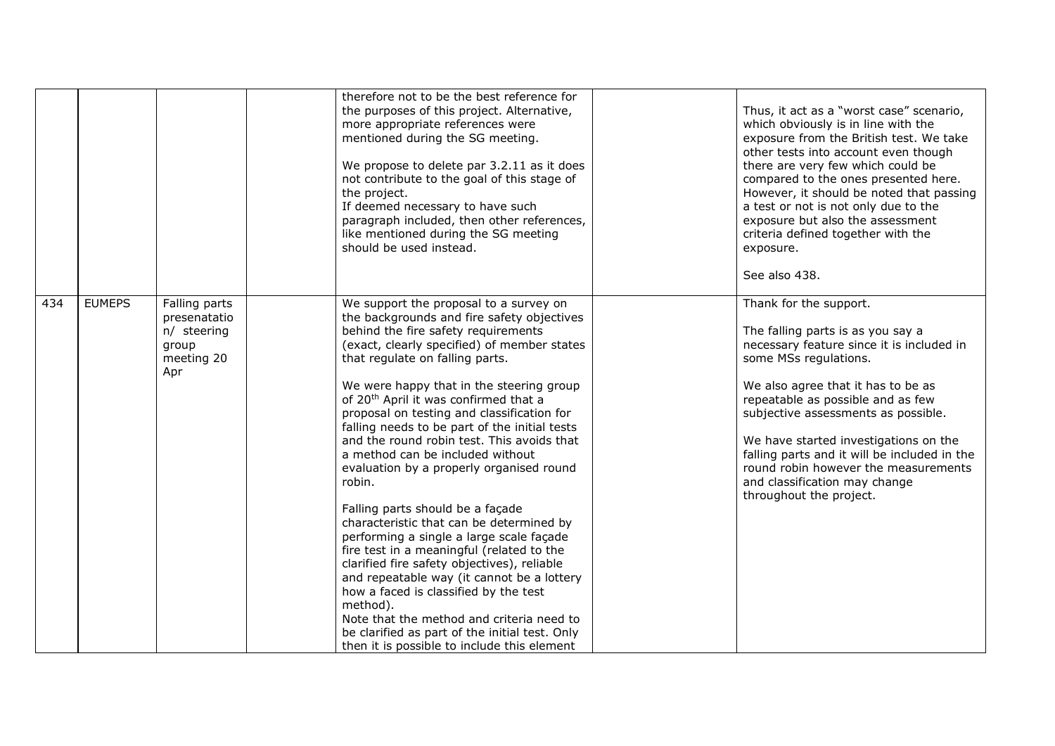| | | | | | | |
|---|---|---|---|---|---|---|
| | | | | therefore not to be the best reference for the purposes of this project. Alternative, more appropriate references were mentioned during the SG meeting.<br><br>We propose to delete par 3.2.11 as it does not contribute to the goal of this stage of the project.<br>If deemed necessary to have such paragraph included, then other references, like mentioned during the SG meeting should be used instead. | | Thus, it act as a "worst case" scenario, which obviously is in line with the exposure from the British test. We take other tests into account even though there are very few which could be compared to the ones presented here. However, it should be noted that passing a test or not is not only due to the exposure but also the assessment criteria defined together with the exposure.<br><br>See also 438. |
| 434 | EUMEPS | Falling parts presenatation/ steering group meeting 20 Apr | | We support the proposal to a survey on the backgrounds and fire safety objectives behind the fire safety requirements (exact, clearly specified) of member states that regulate on falling parts.<br><br>We were happy that in the steering group of 20th April it was confirmed that a proposal on testing and classification for falling needs to be part of the initial tests and the round robin test. This avoids that a method can be included without evaluation by a properly organised round robin.<br><br>Falling parts should be a façade characteristic that can be determined by performing a single a large scale façade fire test in a meaningful (related to the clarified fire safety objectives), reliable and repeatable way (it cannot be a lottery how a faced is classified by the test method).<br>Note that the method and criteria need to be clarified as part of the initial test. Only then it is possible to include this element | | Thank for the support.<br><br>The falling parts is as you say a necessary feature since it is included in some MSs regulations.<br><br>We also agree that it has to be as repeatable as possible and as few subjective assessments as possible.<br><br>We have started investigations on the falling parts and it will be included in the round robin however the measurements and classification may change throughout the project. |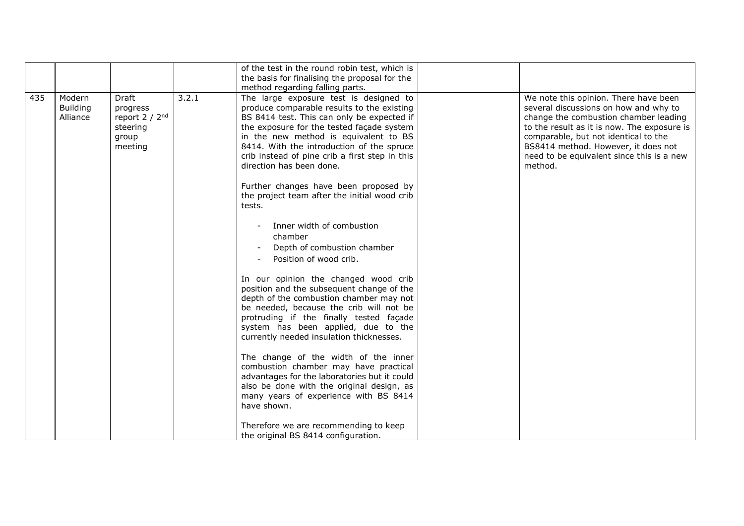|  |  |  |  |  |  |  |
|---|---|---|---|---|---|---|
|  |  |  |  | of the test in the round robin test, which is the basis for finalising the proposal for the method regarding falling parts. |  |  |
| 435 | Modern Building Alliance | Draft progress report 2 / 2nd steering group meeting | 3.2.1 | The large exposure test is designed to produce comparable results to the existing BS 8414 test. This can only be expected if the exposure for the tested façade system in the new method is equivalent to BS 8414. With the introduction of the spruce crib instead of pine crib a first step in this direction has been done.<br><br>Further changes have been proposed by the project team after the initial wood crib tests.<br><br>- Inner width of combustion chamber<br>- Depth of combustion chamber<br>- Position of wood crib.<br><br>In our opinion the changed wood crib position and the subsequent change of the depth of the combustion chamber may not be needed, because the crib will not be protruding if the finally tested façade system has been applied, due to the currently needed insulation thicknesses.<br><br>The change of the width of the inner combustion chamber may have practical advantages for the laboratories but it could also be done with the original design, as many years of experience with BS 8414 have shown.<br><br>Therefore we are recommending to keep the original BS 8414 configuration. |  | We note this opinion. There have been several discussions on how and why to change the combustion chamber leading to the result as it is now. The exposure is comparable, but not identical to the BS8414 method. However, it does not need to be equivalent since this is a new method. |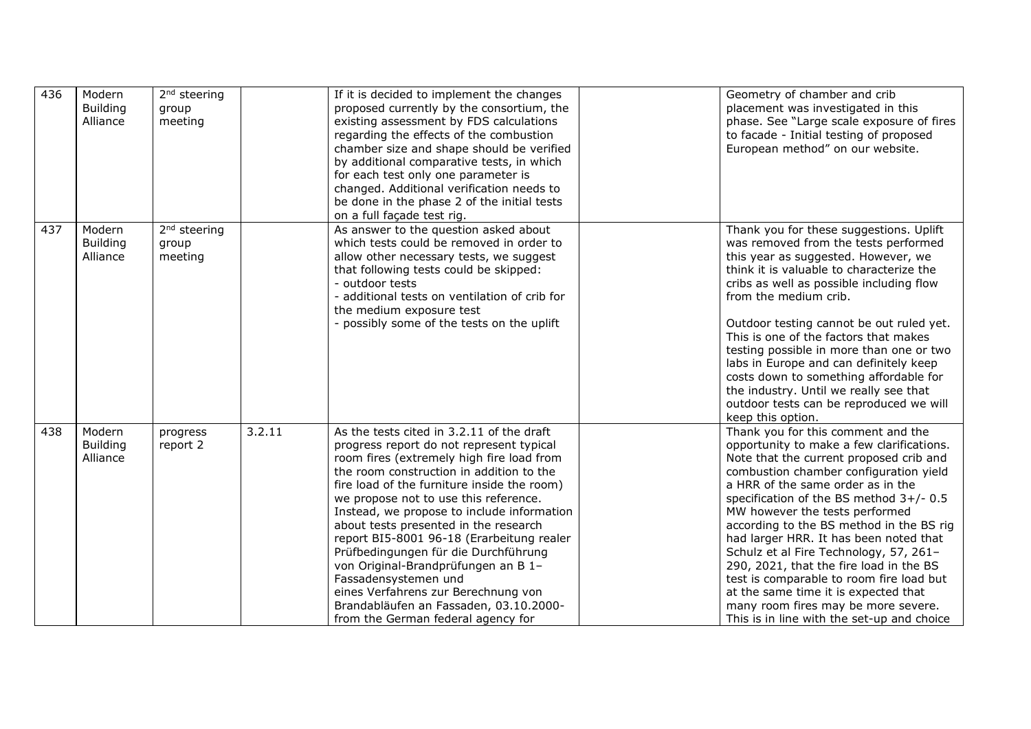| 436 | Modern Building Alliance | 2nd steering group meeting | | If it is decided to implement the changes proposed currently by the consortium, the existing assessment by FDS calculations regarding the effects of the combustion chamber size and shape should be verified by additional comparative tests, in which for each test only one parameter is changed. Additional verification needs to be done in the phase 2 of the initial tests on a full façade test rig. | | Geometry of chamber and crib placement was investigated in this phase. See "Large scale exposure of fires to facade - Initial testing of proposed European method" on our website. |
|---|---|---|---|---|---|---|
| 437 | Modern Building Alliance | 2nd steering group meeting | | As answer to the question asked about which tests could be removed in order to allow other necessary tests, we suggest that following tests could be skipped:<br>- outdoor tests<br>- additional tests on ventilation of crib for the medium exposure test<br>- possibly some of the tests on the uplift | | Thank you for these suggestions. Uplift was removed from the tests performed this year as suggested. However, we think it is valuable to characterize the cribs as well as possible including flow from the medium crib.<br><br>Outdoor testing cannot be out ruled yet. This is one of the factors that makes testing possible in more than one or two labs in Europe and can definitely keep costs down to something affordable for the industry. Until we really see that outdoor tests can be reproduced we will keep this option. |
| 438 | Modern Building Alliance | progress report 2 | 3.2.11 | As the tests cited in 3.2.11 of the draft progress report do not represent typical room fires (extremely high fire load from the room construction in addition to the fire load of the furniture inside the room) we propose not to use this reference. Instead, we propose to include information about tests presented in the research report BI5-8001 96-18 (Erarbeitung realer Prüfbedingungen für die Durchführung von Original-Brandprüfungen an B 1–Fassadensystemen und eines Verfahrens zur Berechnung von Brandabläufen an Fassaden, 03.10.2000-from the German federal agency for | | Thank you for this comment and the opportunity to make a few clarifications. Note that the current proposed crib and combustion chamber configuration yield a HRR of the same order as in the specification of the BS method 3+/- 0.5 MW however the tests performed according to the BS method in the BS rig had larger HRR. It has been noted that Schulz et al Fire Technology, 57, 261–290, 2021, that the fire load in the BS test is comparable to room fire load but at the same time it is expected that many room fires may be more severe. This is in line with the set-up and choice |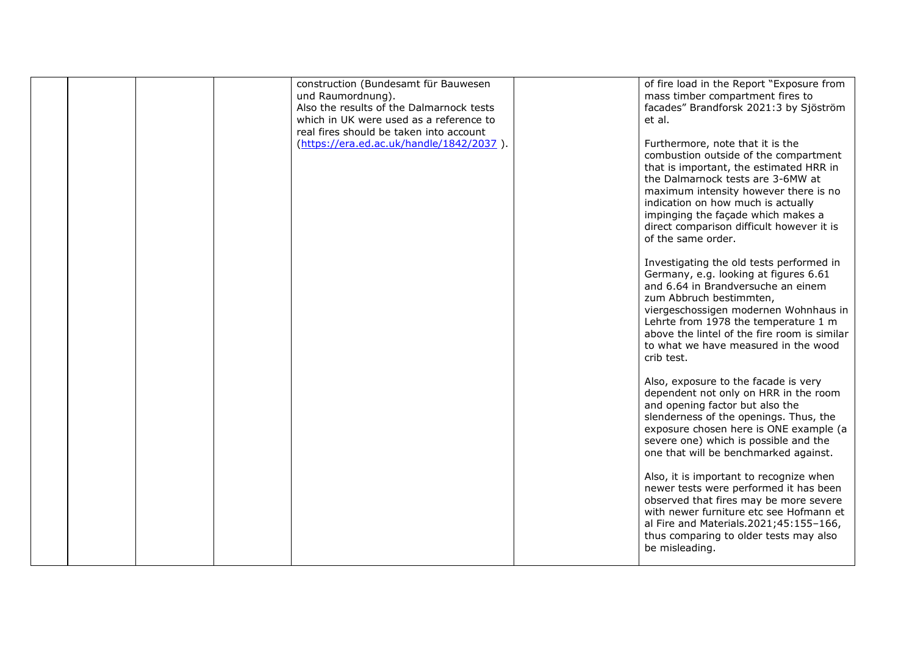|  |  |  |  | construction (Bundesamt für Bauwesen und Raumordnung).<br>Also the results of the Dalmarnock tests which in UK were used as a reference to real fires should be taken into account (https://era.ed.ac.uk/handle/1842/2037 ). |  | of fire load in the Report "Exposure from mass timber compartment fires to facades" Brandforsk 2021:3 by Sjöström et al.<br><br>Furthermore, note that it is the combustion outside of the compartment that is important, the estimated HRR in the Dalmarnock tests are 3-6MW at maximum intensity however there is no indication on how much is actually impinging the façade which makes a direct comparison difficult however it is of the same order.<br><br>Investigating the old tests performed in Germany, e.g. looking at figures 6.61 and 6.64 in Brandversuche an einem zum Abbruch bestimmten, viergeschossigen modernen Wohnhaus in Lehrte from 1978 the temperature 1 m above the lintel of the fire room is similar to what we have measured in the wood crib test.<br><br>Also, exposure to the facade is very dependent not only on HRR in the room and opening factor but also the slenderness of the openings. Thus, the exposure chosen here is ONE example (a severe one) which is possible and the one that will be benchmarked against.<br><br>Also, it is important to recognize when newer tests were performed it has been observed that fires may be more severe with newer furniture etc see Hofmann et al Fire and Materials.2021;45:155–166, thus comparing to older tests may also be misleading. |
|---|---|---|---|---|---|---|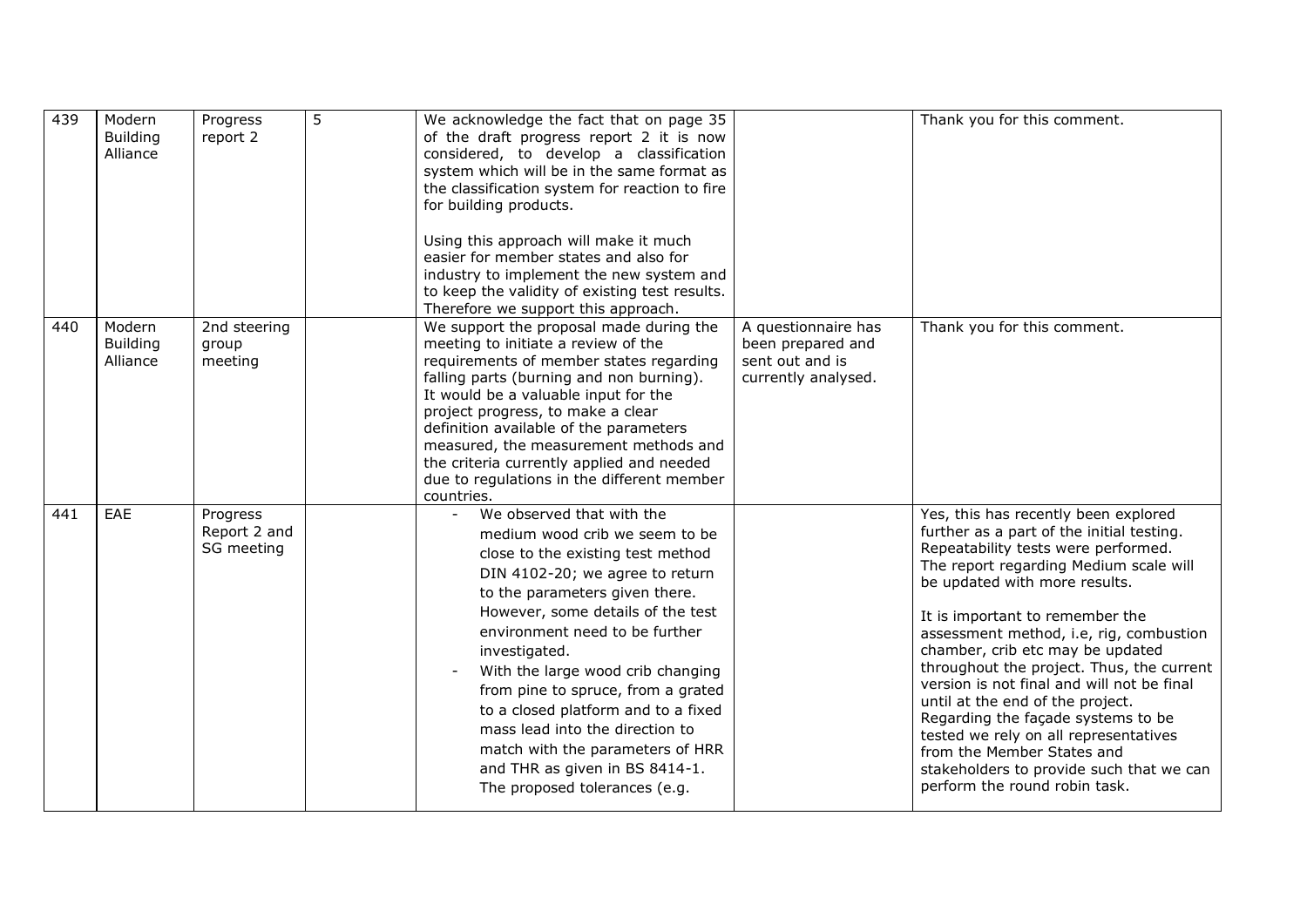| 439 | Modern Building Alliance | Progress report 2 | 5 | We acknowledge the fact that on page 35 of the draft progress report 2 it is now considered, to develop a classification system which will be in the same format as the classification system for reaction to fire for building products.<br><br>Using this approach will make it much easier for member states and also for industry to implement the new system and to keep the validity of existing test results. Therefore we support this approach. | | Thank you for this comment. |
|---|---|---|---|---|---|---|
| 440 | Modern Building Alliance | 2nd steering group meeting | | We support the proposal made during the meeting to initiate a review of the requirements of member states regarding falling parts (burning and non burning). It would be a valuable input for the project progress, to make a clear definition available of the parameters measured, the measurement methods and the criteria currently applied and needed due to regulations in the different member countries. | A questionnaire has been prepared and sent out and is currently analysed. | Thank you for this comment. |
| 441 | EAE | Progress Report 2 and SG meeting | | - We observed that with the medium wood crib we seem to be close to the existing test method DIN 4102-20; we agree to return to the parameters given there. However, some details of the test environment need to be further investigated.<br>- With the large wood crib changing from pine to spruce, from a grated to a closed platform and to a fixed mass lead into the direction to match with the parameters of HRR and THR as given in BS 8414-1. The proposed tolerances (e.g. | | Yes, this has recently been explored further as a part of the initial testing. Repeatability tests were performed. The report regarding Medium scale will be updated with more results.<br><br>It is important to remember the assessment method, i.e, rig, combustion chamber, crib etc may be updated throughout the project. Thus, the current version is not final and will not be final until at the end of the project. Regarding the façade systems to be tested we rely on all representatives from the Member States and stakeholders to provide such that we can perform the round robin task. |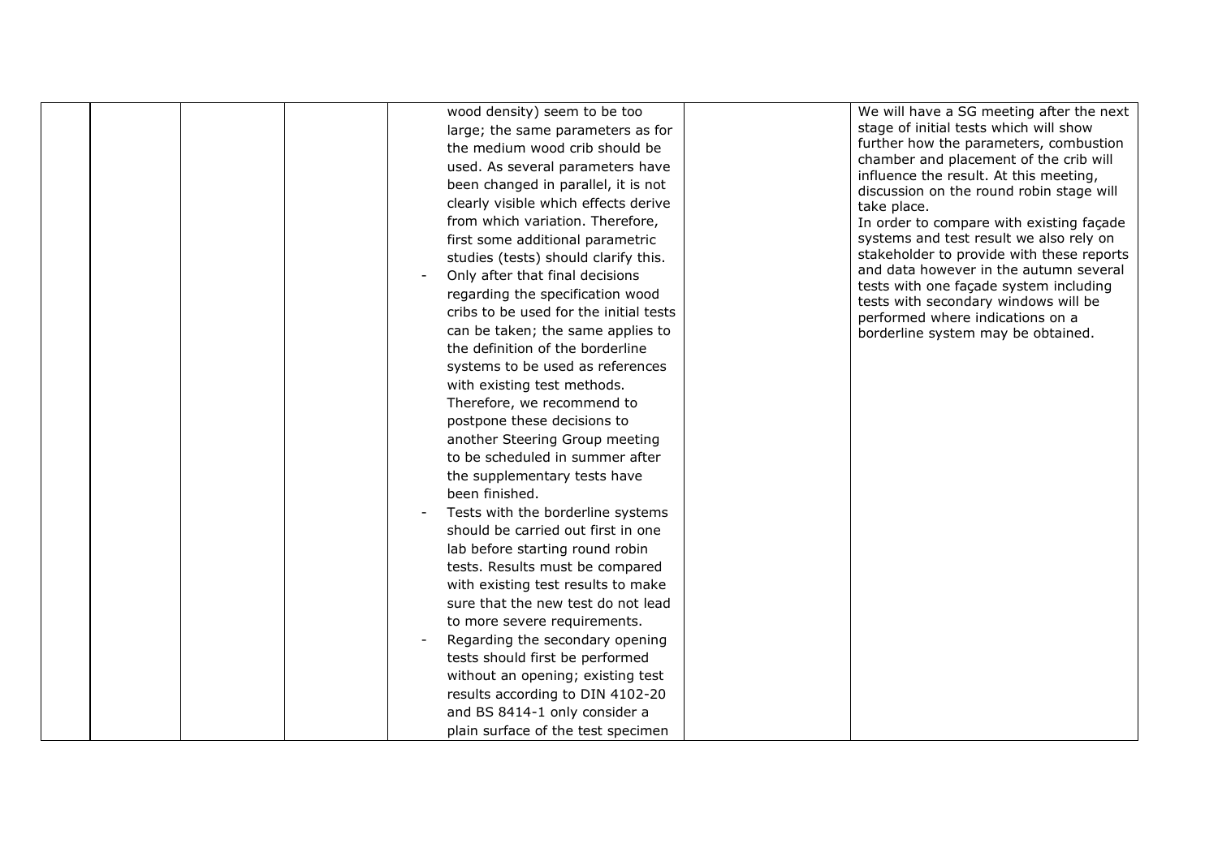| | | | | wood density) seem to be too large; the same parameters as for the medium wood crib should be used. As several parameters have been changed in parallel, it is not clearly visible which effects derive from which variation. Therefore, first some additional parametric studies (tests) should clarify this.<br>- Only after that final decisions regarding the specification wood cribs to be used for the initial tests can be taken; the same applies to the definition of the borderline systems to be used as references with existing test methods. Therefore, we recommend to postpone these decisions to another Steering Group meeting to be scheduled in summer after the supplementary tests have been finished.<br>- Tests with the borderline systems should be carried out first in one lab before starting round robin tests. Results must be compared with existing test results to make sure that the new test do not lead to more severe requirements.<br>- Regarding the secondary opening tests should first be performed without an opening; existing test results according to DIN 4102-20 and BS 8414-1 only consider a plain surface of the test specimen | | We will have a SG meeting after the next stage of initial tests which will show further how the parameters, combustion chamber and placement of the crib will influence the result. At this meeting, discussion on the round robin stage will take place.<br>In order to compare with existing façade systems and test result we also rely on stakeholder to provide with these reports and data however in the autumn several tests with one façade system including tests with secondary windows will be performed where indications on a borderline system may be obtained. |
|---|---|---|---|---|---|---|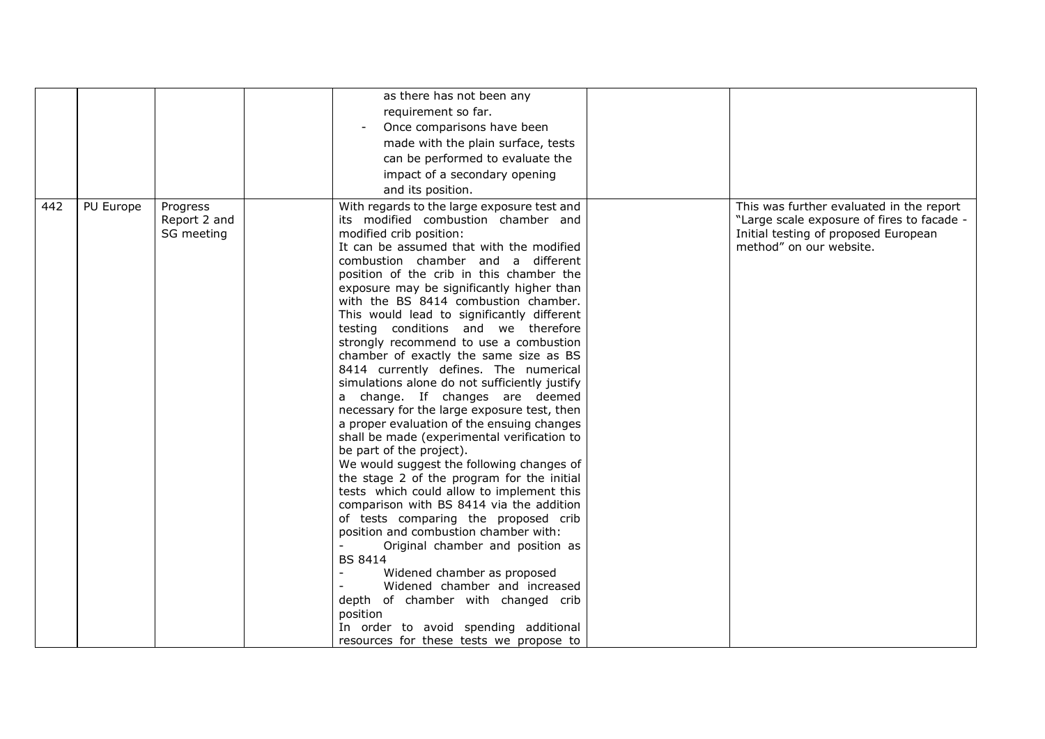|  |  |  |  |  |  |  |
|---|---|---|---|---|---|---|
|  |  |  |  | as there has not been any requirement so far.<br>- Once comparisons have been made with the plain surface, tests can be performed to evaluate the impact of a secondary opening and its position. |  |  |
| 442 | PU Europe | Progress Report 2 and SG meeting |  | With regards to the large exposure test and its modified combustion chamber and modified crib position:<br>It can be assumed that with the modified combustion chamber and a different position of the crib in this chamber the exposure may be significantly higher than with the BS 8414 combustion chamber. This would lead to significantly different testing conditions and we therefore strongly recommend to use a combustion chamber of exactly the same size as BS 8414 currently defines. The numerical simulations alone do not sufficiently justify a change. If changes are deemed necessary for the large exposure test, then a proper evaluation of the ensuing changes shall be made (experimental verification to be part of the project).<br>We would suggest the following changes of the stage 2 of the program for the initial tests which could allow to implement this comparison with BS 8414 via the addition of tests comparing the proposed crib position and combustion chamber with:<br>- Original chamber and position as BS 8414<br>- Widened chamber as proposed<br>- Widened chamber and increased depth of chamber with changed crib position<br>In order to avoid spending additional resources for these tests we propose to |  | This was further evaluated in the report "Large scale exposure of fires to facade - Initial testing of proposed European method" on our website. |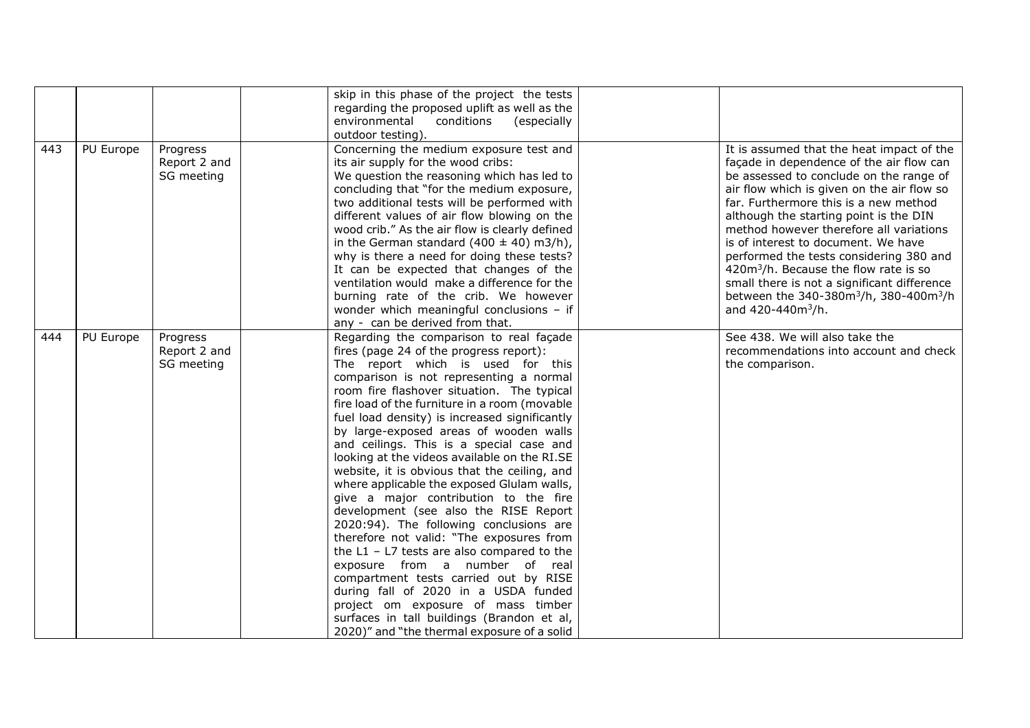|  |  |  |  | skip in this phase of the project the tests regarding the proposed uplift as well as the environmental conditions (especially outdoor testing). |  |  |
|---|---|---|---|---|---|---|
| 443 | PU Europe | Progress Report 2 and SG meeting |  | Concerning the medium exposure test and its air supply for the wood cribs: We question the reasoning which has led to concluding that "for the medium exposure, two additional tests will be performed with different values of air flow blowing on the wood crib." As the air flow is clearly defined in the German standard (400 ± 40) m3/h), why is there a need for doing these tests? It can be expected that changes of the ventilation would make a difference for the burning rate of the crib. We however wonder which meaningful conclusions – if any - can be derived from that. |  | It is assumed that the heat impact of the façade in dependence of the air flow can be assessed to conclude on the range of air flow which is given on the air flow so far. Furthermore this is a new method although the starting point is the DIN method however therefore all variations is of interest to document. We have performed the tests considering 380 and 420m$^3$/h. Because the flow rate is so small there is not a significant difference between the 340-380m$^3$/h, 380-400m$^3$/h and 420-440m$^3$/h. |
| 444 | PU Europe | Progress Report 2 and SG meeting |  | Regarding the comparison to real façade fires (page 24 of the progress report): The report which is used for this comparison is not representing a normal room fire flashover situation. The typical fire load of the furniture in a room (movable fuel load density) is increased significantly by large-exposed areas of wooden walls and ceilings. This is a special case and looking at the videos available on the RI.SE website, it is obvious that the ceiling, and where applicable the exposed Glulam walls, give a major contribution to the fire development (see also the RISE Report 2020:94). The following conclusions are therefore not valid: "The exposures from the L1 – L7 tests are also compared to the exposure from a number of real compartment tests carried out by RISE during fall of 2020 in a USDA funded project om exposure of mass timber surfaces in tall buildings (Brandon et al, 2020)" and "the thermal exposure of a solid |  | See 438. We will also take the recommendations into account and check the comparison. |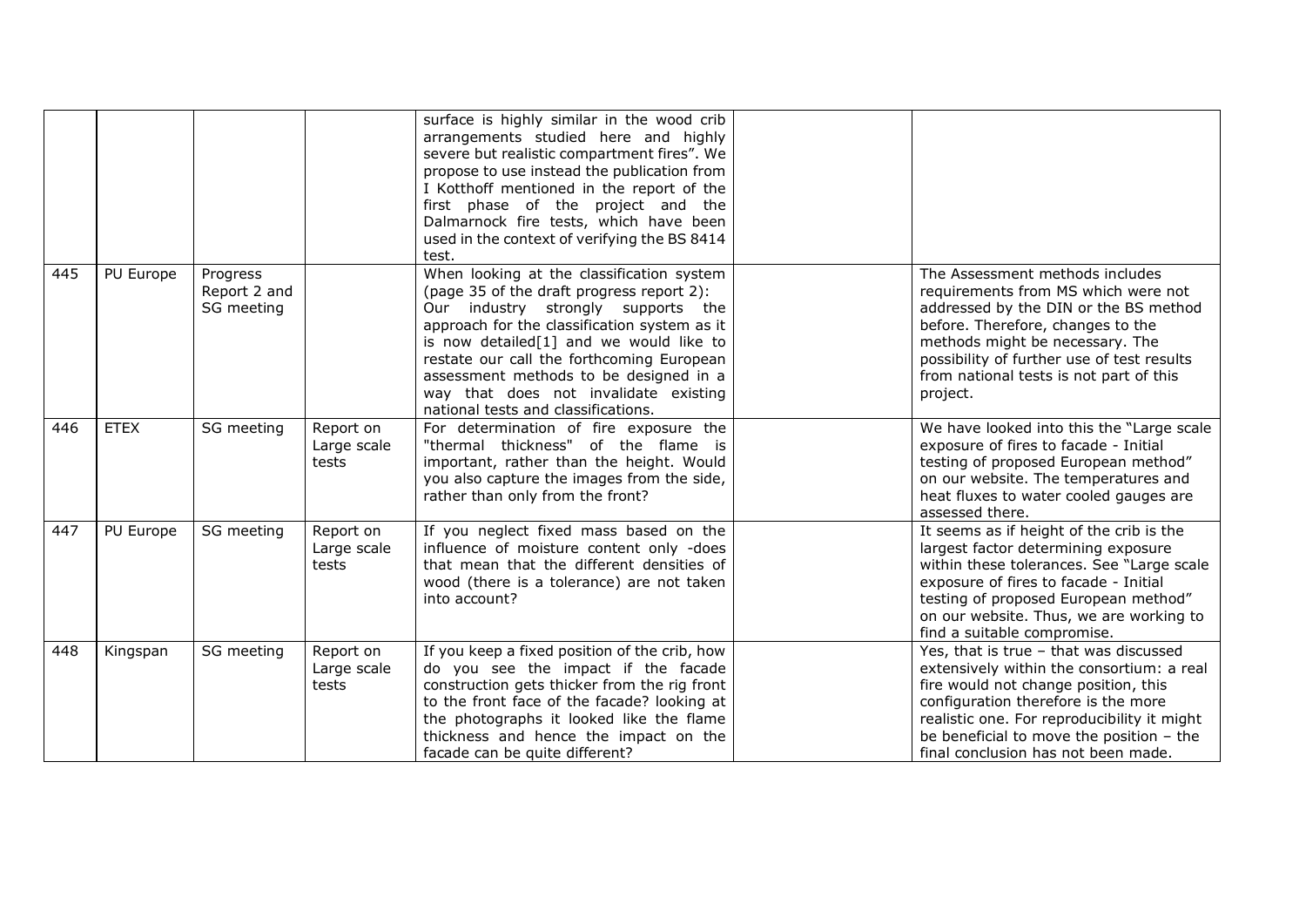| | | | | | | |
|---|---|---|---|---|---|---|
| | | | | surface is highly similar in the wood crib arrangements studied here and highly severe but realistic compartment fires". We propose to use instead the publication from I Kotthoff mentioned in the report of the first phase of the project and the Dalmarnock fire tests, which have been used in the context of verifying the BS 8414 test. | | |
| 445 | PU Europe | Progress Report 2 and SG meeting | | When looking at the classification system (page 35 of the draft progress report 2): Our industry strongly supports the approach for the classification system as it is now detailed[1] and we would like to restate our call the forthcoming European assessment methods to be designed in a way that does not invalidate existing national tests and classifications. | | The Assessment methods includes requirements from MS which were not addressed by the DIN or the BS method before. Therefore, changes to the methods might be necessary. The possibility of further use of test results from national tests is not part of this project. |
| 446 | ETEX | SG meeting | Report on Large scale tests | For determination of fire exposure the "thermal thickness" of the flame is important, rather than the height. Would you also capture the images from the side, rather than only from the front? | | We have looked into this the "Large scale exposure of fires to facade - Initial testing of proposed European method" on our website. The temperatures and heat fluxes to water cooled gauges are assessed there. |
| 447 | PU Europe | SG meeting | Report on Large scale tests | If you neglect fixed mass based on the influence of moisture content only -does that mean that the different densities of wood (there is a tolerance) are not taken into account? | | It seems as if height of the crib is the largest factor determining exposure within these tolerances. See "Large scale exposure of fires to facade - Initial testing of proposed European method" on our website. Thus, we are working to find a suitable compromise. |
| 448 | Kingspan | SG meeting | Report on Large scale tests | If you keep a fixed position of the crib, how do you see the impact if the facade construction gets thicker from the rig front to the front face of the facade? looking at the photographs it looked like the flame thickness and hence the impact on the facade can be quite different? | | Yes, that is true – that was discussed extensively within the consortium: a real fire would not change position, this configuration therefore is the more realistic one. For reproducibility it might be beneficial to move the position – the final conclusion has not been made. |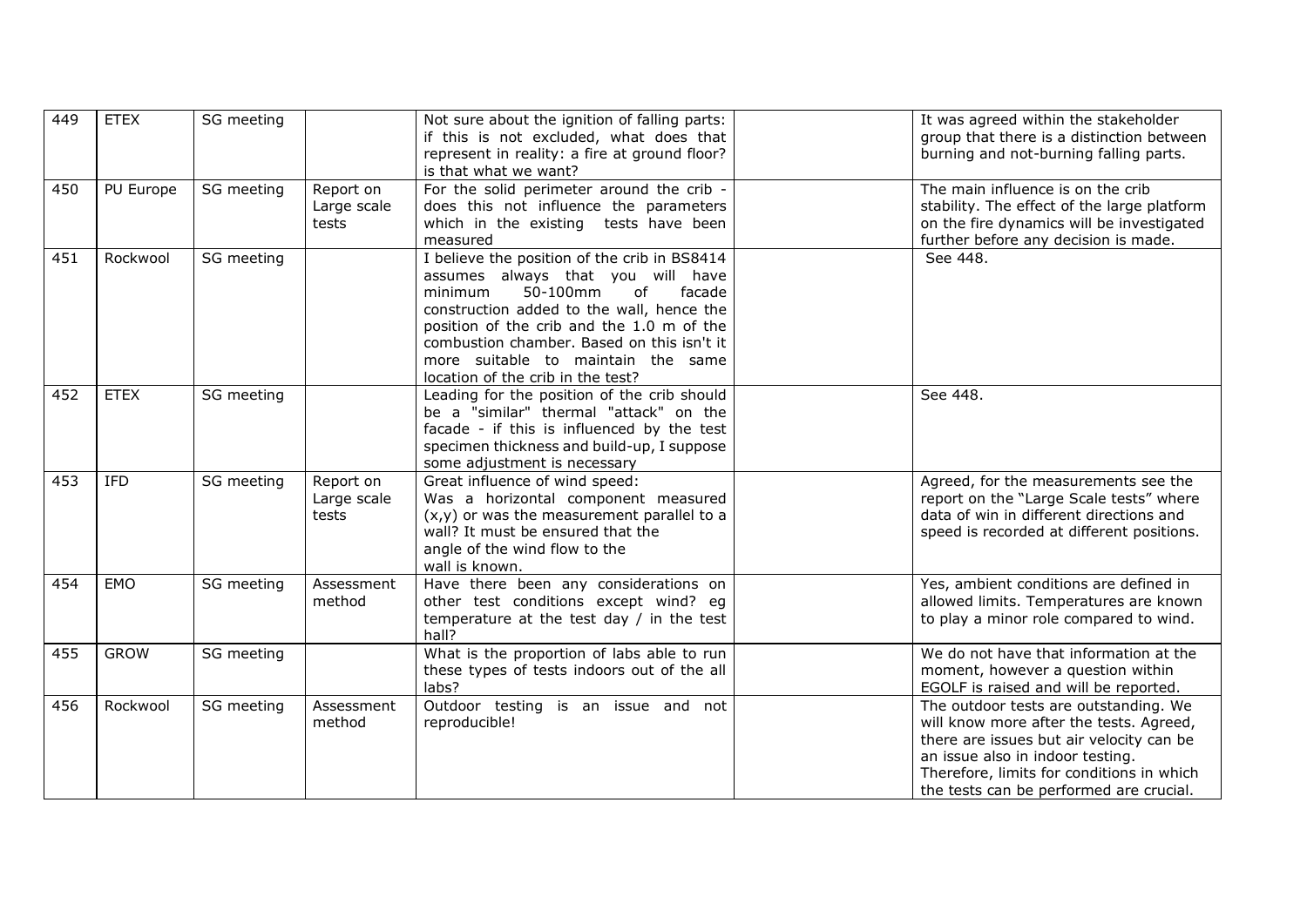| 449 | ETEX | SG meeting | | Not sure about the ignition of falling parts: if this is not excluded, what does that represent in reality: a fire at ground floor? is that what we want? | | It was agreed within the stakeholder group that there is a distinction between burning and not-burning falling parts. |
|---|---|---|---|---|---|---|
| 450 | PU Europe | SG meeting | Report on Large scale tests | For the solid perimeter around the crib - does this not influence the parameters which in the existing tests have been measured | | The main influence is on the crib stability. The effect of the large platform on the fire dynamics will be investigated further before any decision is made. |
| 451 | Rockwool | SG meeting | | I believe the position of the crib in BS8414 assumes always that you will have minimum 50-100mm of facade construction added to the wall, hence the position of the crib and the 1.0 m of the combustion chamber. Based on this isn't it more suitable to maintain the same location of the crib in the test? | | See 448. |
| 452 | ETEX | SG meeting | | Leading for the position of the crib should be a "similar" thermal "attack" on the facade - if this is influenced by the test specimen thickness and build-up, I suppose some adjustment is necessary | | See 448. |
| 453 | IFD | SG meeting | Report on Large scale tests | Great influence of wind speed: Was a horizontal component measured (x,y) or was the measurement parallel to a wall? It must be ensured that the angle of the wind flow to the wall is known. | | Agreed, for the measurements see the report on the "Large Scale tests" where data of win in different directions and speed is recorded at different positions. |
| 454 | EMO | SG meeting | Assessment method | Have there been any considerations on other test conditions except wind? eg temperature at the test day / in the test hall? | | Yes, ambient conditions are defined in allowed limits. Temperatures are known to play a minor role compared to wind. |
| 455 | GROW | SG meeting | | What is the proportion of labs able to run these types of tests indoors out of the all labs? | | We do not have that information at the moment, however a question within EGOLF is raised and will be reported. |
| 456 | Rockwool | SG meeting | Assessment method | Outdoor testing is an issue and not reproducible! | | The outdoor tests are outstanding. We will know more after the tests. Agreed, there are issues but air velocity can be an issue also in indoor testing. Therefore, limits for conditions in which the tests can be performed are crucial. |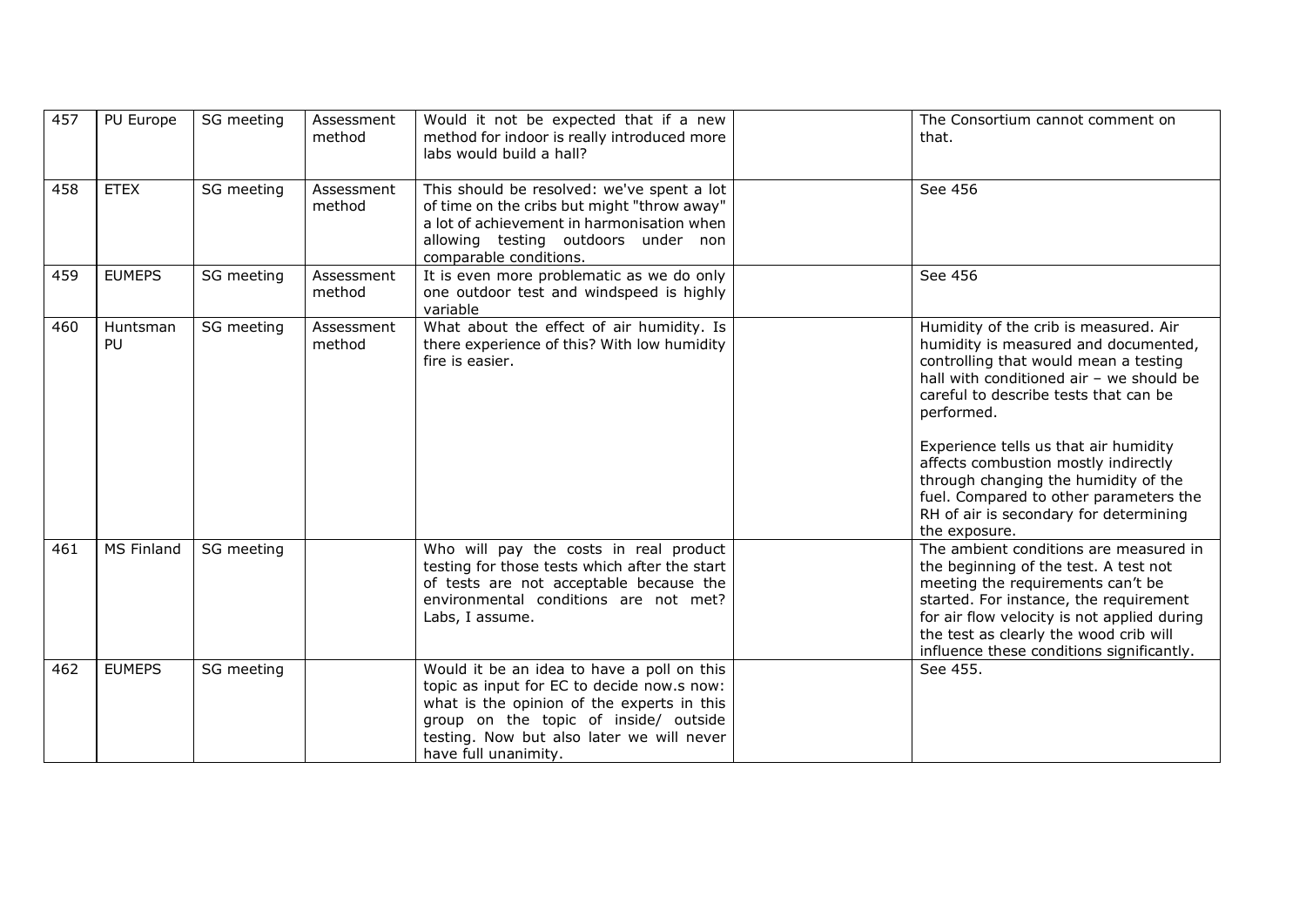| 457 | PU Europe | SG meeting | Assessment method | Would it not be expected that if a new method for indoor is really introduced more labs would build a hall? | | The Consortium cannot comment on that. |
|---|---|---|---|---|---|---|
| 458 | ETEX | SG meeting | Assessment method | This should be resolved: we've spent a lot of time on the cribs but might "throw away" a lot of achievement in harmonisation when allowing testing outdoors under non comparable conditions. | | See 456 |
| 459 | EUMEPS | SG meeting | Assessment method | It is even more problematic as we do only one outdoor test and windspeed is highly variable | | See 456 |
| 460 | Huntsman PU | SG meeting | Assessment method | What about the effect of air humidity. Is there experience of this? With low humidity fire is easier. | | Humidity of the crib is measured. Air humidity is measured and documented, controlling that would mean a testing hall with conditioned air – we should be careful to describe tests that can be performed.<br><br>Experience tells us that air humidity affects combustion mostly indirectly through changing the humidity of the fuel. Compared to other parameters the RH of air is secondary for determining the exposure. |
| 461 | MS Finland | SG meeting | | Who will pay the costs in real product testing for those tests which after the start of tests are not acceptable because the environmental conditions are not met? Labs, I assume. | | The ambient conditions are measured in the beginning of the test. A test not meeting the requirements can't be started. For instance, the requirement for air flow velocity is not applied during the test as clearly the wood crib will influence these conditions significantly. |
| 462 | EUMEPS | SG meeting | | Would it be an idea to have a poll on this topic as input for EC to decide now.s now: what is the opinion of the experts in this group on the topic of inside/ outside testing. Now but also later we will never have full unanimity. | | See 455. |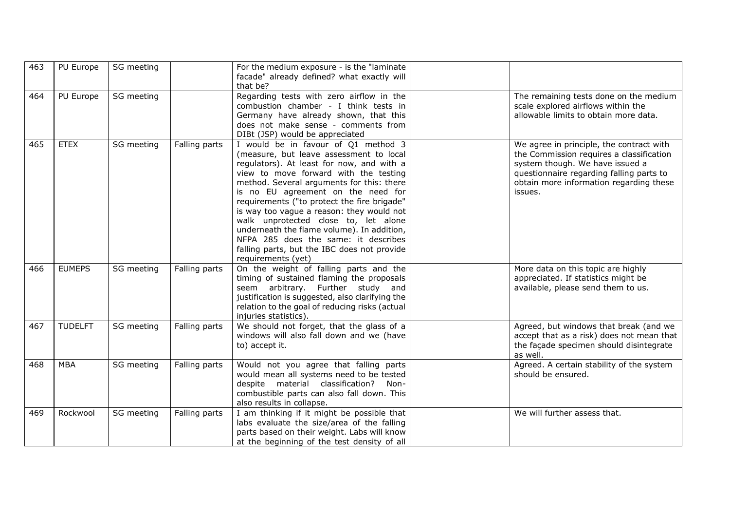| 463 | PU Europe | SG meeting | | For the medium exposure - is the "laminate facade" already defined? what exactly will that be? | | |
|---|---|---|---|---|---|---|
| 464 | PU Europe | SG meeting | | Regarding tests with zero airflow in the combustion chamber - I think tests in Germany have already shown, that this does not make sense - comments from DIBt (JSP) would be appreciated | | The remaining tests done on the medium scale explored airflows within the allowable limits to obtain more data. |
| 465 | ETEX | SG meeting | Falling parts | I would be in favour of Q1 method 3 (measure, but leave assessment to local regulators). At least for now, and with a view to move forward with the testing method. Several arguments for this: there is no EU agreement on the need for requirements ("to protect the fire brigade" is way too vague a reason: they would not walk unprotected close to, let alone underneath the flame volume). In addition, NFPA 285 does the same: it describes falling parts, but the IBC does not provide requirements (yet) | | We agree in principle, the contract with the Commission requires a classification system though. We have issued a questionnaire regarding falling parts to obtain more information regarding these issues. |
| 466 | EUMEPS | SG meeting | Falling parts | On the weight of falling parts and the timing of sustained flaming the proposals seem arbitrary. Further study and justification is suggested, also clarifying the relation to the goal of reducing risks (actual injuries statistics). | | More data on this topic are highly appreciated. If statistics might be available, please send them to us. |
| 467 | TUDELFT | SG meeting | Falling parts | We should not forget, that the glass of a windows will also fall down and we (have to) accept it. | | Agreed, but windows that break (and we accept that as a risk) does not mean that the façade specimen should disintegrate as well. |
| 468 | MBA | SG meeting | Falling parts | Would not you agree that falling parts would mean all systems need to be tested despite material classification? Non-combustible parts can also fall down. This also results in collapse. | | Agreed. A certain stability of the system should be ensured. |
| 469 | Rockwool | SG meeting | Falling parts | I am thinking if it might be possible that labs evaluate the size/area of the falling parts based on their weight. Labs will know at the beginning of the test density of all | | We will further assess that. |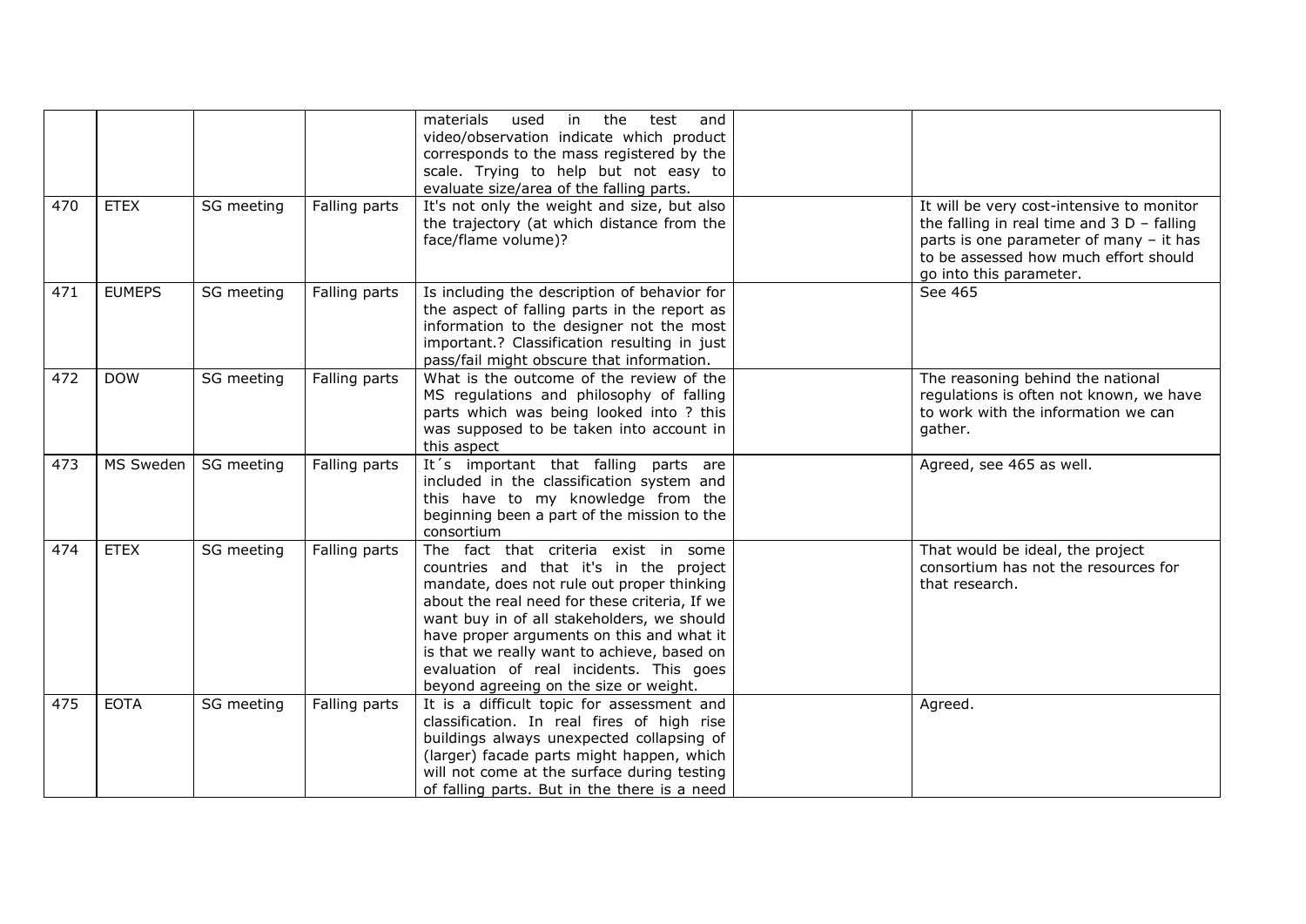| | | | | | | |
|---|---|---|---|---|---|---|
| | | | | materials used in the test and video/observation indicate which product corresponds to the mass registered by the scale. Trying to help but not easy to evaluate size/area of the falling parts. | | |
| 470 | ETEX | SG meeting | Falling parts | It's not only the weight and size, but also the trajectory (at which distance from the face/flame volume)? | | It will be very cost-intensive to monitor the falling in real time and 3 D – falling parts is one parameter of many – it has to be assessed how much effort should go into this parameter. |
| 471 | EUMEPS | SG meeting | Falling parts | Is including the description of behavior for the aspect of falling parts in the report as information to the designer not the most important.? Classification resulting in just pass/fail might obscure that information. | | See 465 |
| 472 | DOW | SG meeting | Falling parts | What is the outcome of the review of the MS regulations and philosophy of falling parts which was being looked into ? this was supposed to be taken into account in this aspect | | The reasoning behind the national regulations is often not known, we have to work with the information we can gather. |
| 473 | MS Sweden | SG meeting | Falling parts | It´s important that falling parts are included in the classification system and this have to my knowledge from the beginning been a part of the mission to the consortium | | Agreed, see 465 as well. |
| 474 | ETEX | SG meeting | Falling parts | The fact that criteria exist in some countries and that it's in the project mandate, does not rule out proper thinking about the real need for these criteria, If we want buy in of all stakeholders, we should have proper arguments on this and what it is that we really want to achieve, based on evaluation of real incidents. This goes beyond agreeing on the size or weight. | | That would be ideal, the project consortium has not the resources for that research. |
| 475 | EOTA | SG meeting | Falling parts | It is a difficult topic for assessment and classification. In real fires of high rise buildings always unexpected collapsing of (larger) facade parts might happen, which will not come at the surface during testing of falling parts. But in the there is a need | | Agreed. |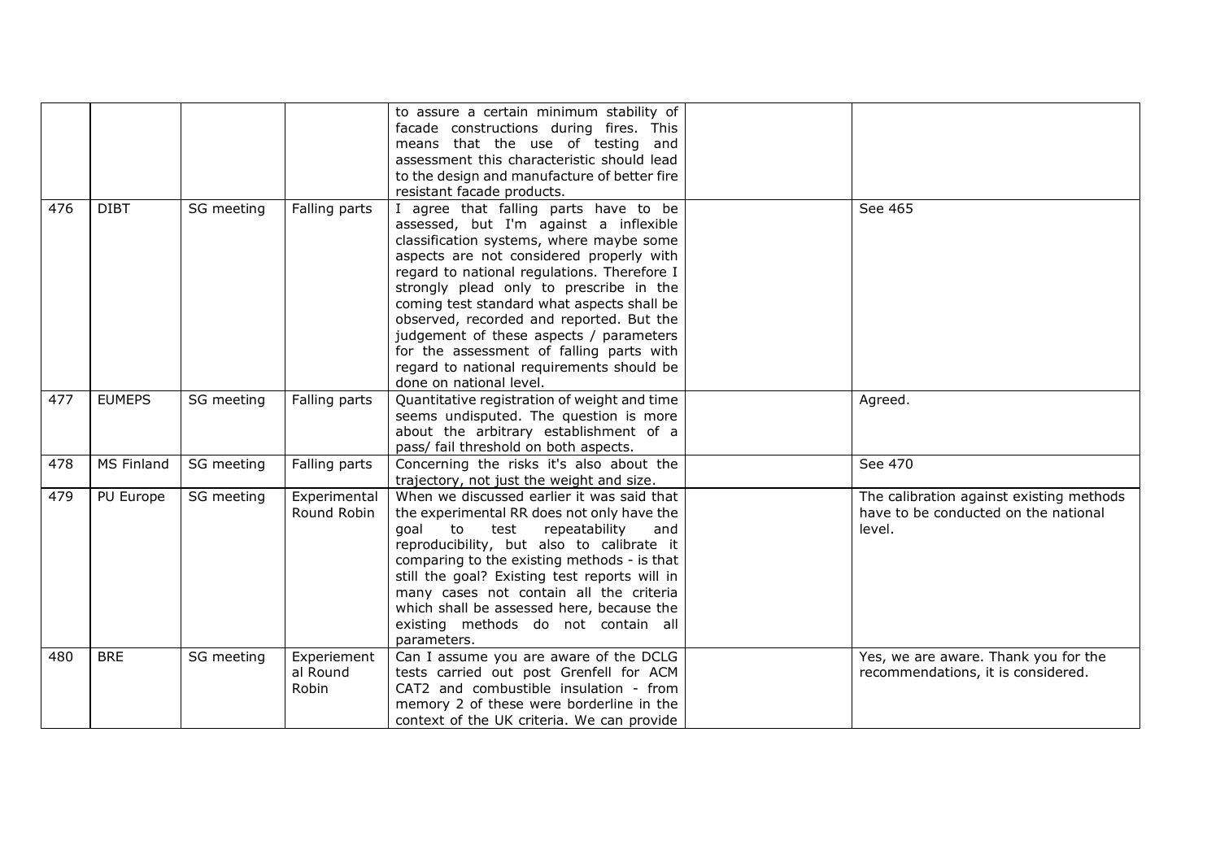| | | | | to assure a certain minimum stability of facade constructions during fires. This means that the use of testing and assessment this characteristic should lead to the design and manufacture of better fire resistant facade products. | | |
|---|---|---|---|---|---|---|
| 476 | DIBT | SG meeting | Falling parts | I agree that falling parts have to be assessed, but I'm against a inflexible classification systems, where maybe some aspects are not considered properly with regard to national regulations. Therefore I strongly plead only to prescribe in the coming test standard what aspects shall be observed, recorded and reported. But the judgement of these aspects / parameters for the assessment of falling parts with regard to national requirements should be done on national level. | | See 465 |
| 477 | EUMEPS | SG meeting | Falling parts | Quantitative registration of weight and time seems undisputed. The question is more about the arbitrary establishment of a pass/ fail threshold on both aspects. | | Agreed. |
| 478 | MS Finland | SG meeting | Falling parts | Concerning the risks it's also about the trajectory, not just the weight and size. | | See 470 |
| 479 | PU Europe | SG meeting | Experimental Round Robin | When we discussed earlier it was said that the experimental RR does not only have the goal to test repeatability and reproducibility, but also to calibrate it comparing to the existing methods - is that still the goal? Existing test reports will in many cases not contain all the criteria which shall be assessed here, because the existing methods do not contain all parameters. | | The calibration against existing methods have to be conducted on the national level. |
| 480 | BRE | SG meeting | Experiement al Round Robin | Can I assume you are aware of the DCLG tests carried out post Grenfell for ACM CAT2 and combustible insulation - from memory 2 of these were borderline in the context of the UK criteria. We can provide | | Yes, we are aware. Thank you for the recommendations, it is considered. |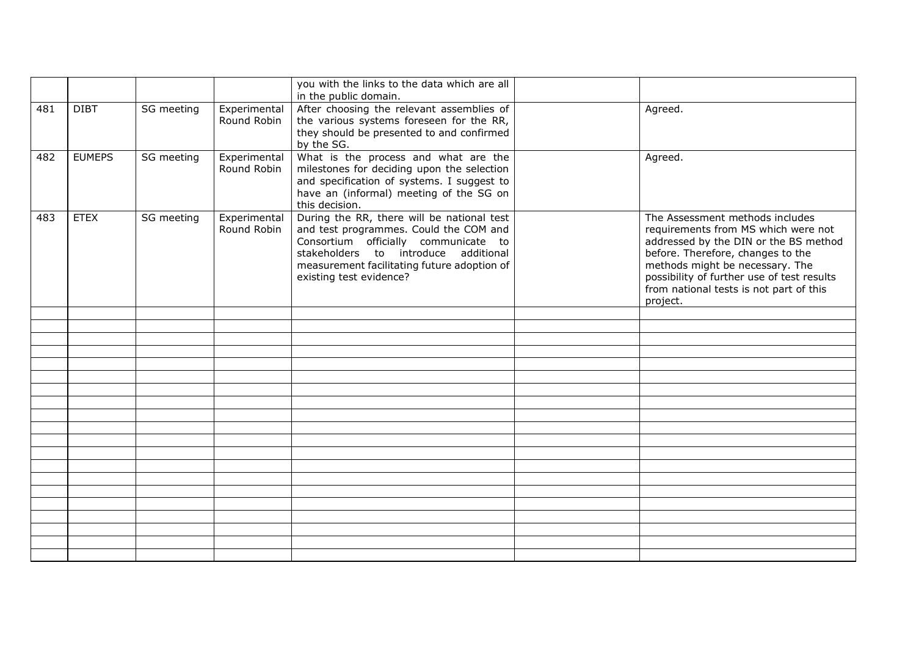|  |  |  |  | you with the links to the data which are all in the public domain. |  |  |
| --- | --- | --- | --- | --- | --- | --- |
| 481 | DIBT | SG meeting | Experimental Round Robin | After choosing the relevant assemblies of the various systems foreseen for the RR, they should be presented to and confirmed by the SG. |  | Agreed. |
| 482 | EUMEPS | SG meeting | Experimental Round Robin | What is the process and what are the milestones for deciding upon the selection and specification of systems. I suggest to have an (informal) meeting of the SG on this decision. |  | Agreed. |
| 483 | ETEX | SG meeting | Experimental Round Robin | During the RR, there will be national test and test programmes. Could the COM and Consortium officially communicate to stakeholders to introduce additional measurement facilitating future adoption of existing test evidence? |  | The Assessment methods includes requirements from MS which were not addressed by the DIN or the BS method before. Therefore, changes to the methods might be necessary. The possibility of further use of test results from national tests is not part of this project. |
|  |  |  |  |  |  |  |
|  |  |  |  |  |  |  |
|  |  |  |  |  |  |  |
|  |  |  |  |  |  |  |
|  |  |  |  |  |  |  |
|  |  |  |  |  |  |  |
|  |  |  |  |  |  |  |
|  |  |  |  |  |  |  |
|  |  |  |  |  |  |  |
|  |  |  |  |  |  |  |
|  |  |  |  |  |  |  |
|  |  |  |  |  |  |  |
|  |  |  |  |  |  |  |
|  |  |  |  |  |  |  |
|  |  |  |  |  |  |  |
|  |  |  |  |  |  |  |
|  |  |  |  |  |  |  |
|  |  |  |  |  |  |  |
|  |  |  |  |  |  |  |
|  |  |  |  |  |  |  |